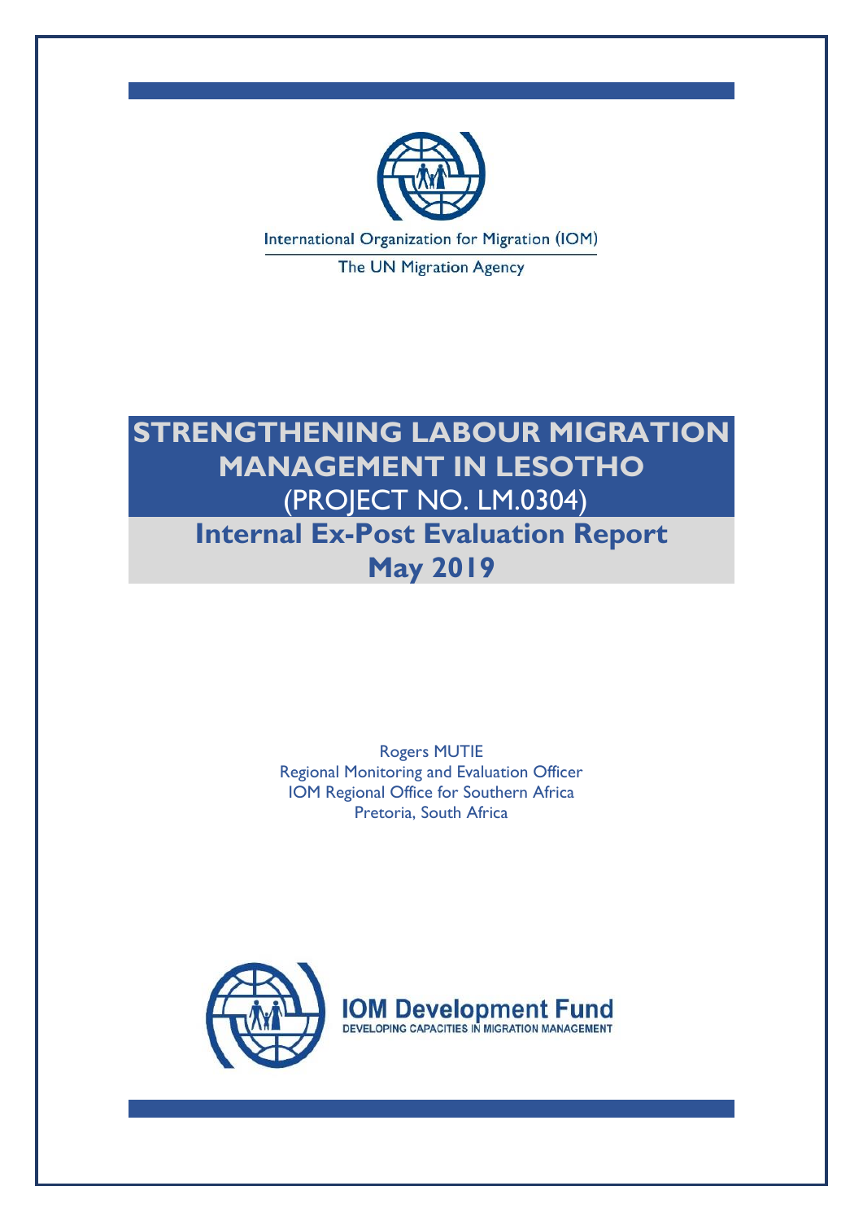International Organization for Migration (IOM)

The UN Migration Agency

# STRENGTHENING LABOUR MIGRATION MANAGEMENT IN LESOTHO

(PROJECT NO. LM.0304)

## Internal Ex-Post Evaluation Report

## May 2019

Rogers MUTIE
Regional Monitoring and Evaluation Officer
IOM Regional Office for Southern Africa
Pretoria, South Africa

IOM Development Fund
DEVELOPING CAPACITIES IN MIGRATION MANAGEMENT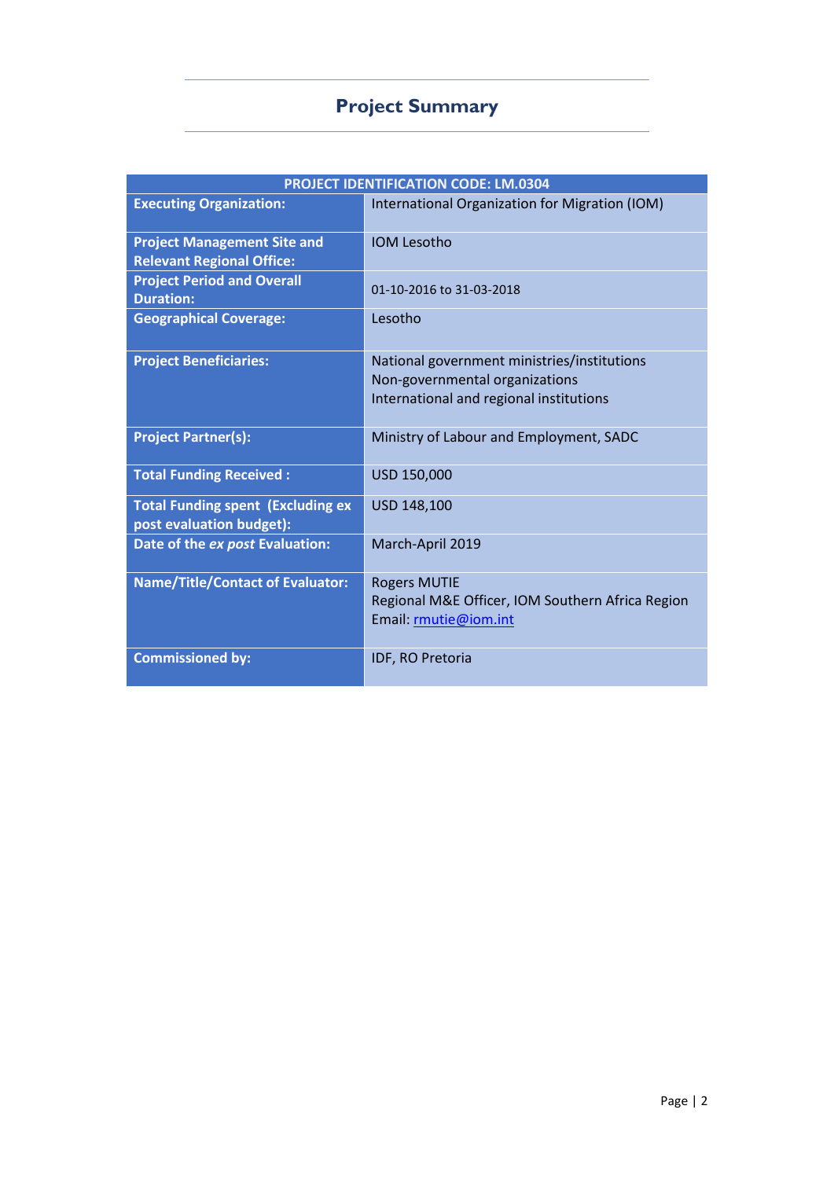## Project Summary

| PROJECT IDENTIFICATION CODE: LM.0304 | |
|---|---|
| **Executing Organization:** | International Organization for Migration (IOM) |
| **Project Management Site and Relevant Regional Office:** | IOM Lesotho |
| **Project Period and Overall Duration:** | 01-10-2016 to 31-03-2018 |
| **Geographical Coverage:** | Lesotho |
| **Project Beneficiaries:** | National government ministries/institutions<br>Non-governmental organizations<br>International and regional institutions |
| **Project Partner(s):** | Ministry of Labour and Employment, SADC |
| **Total Funding Received :** | USD 150,000 |
| **Total Funding spent (Excluding ex post evaluation budget):** | USD 148,100 |
| **Date of the *ex post* Evaluation:** | March-April 2019 |
| **Name/Title/Contact of Evaluator:** | Rogers MUTIE<br>Regional M&E Officer, IOM Southern Africa Region<br>Email: rmutie@iom.int |
| **Commissioned by:** | IDF, RO Pretoria |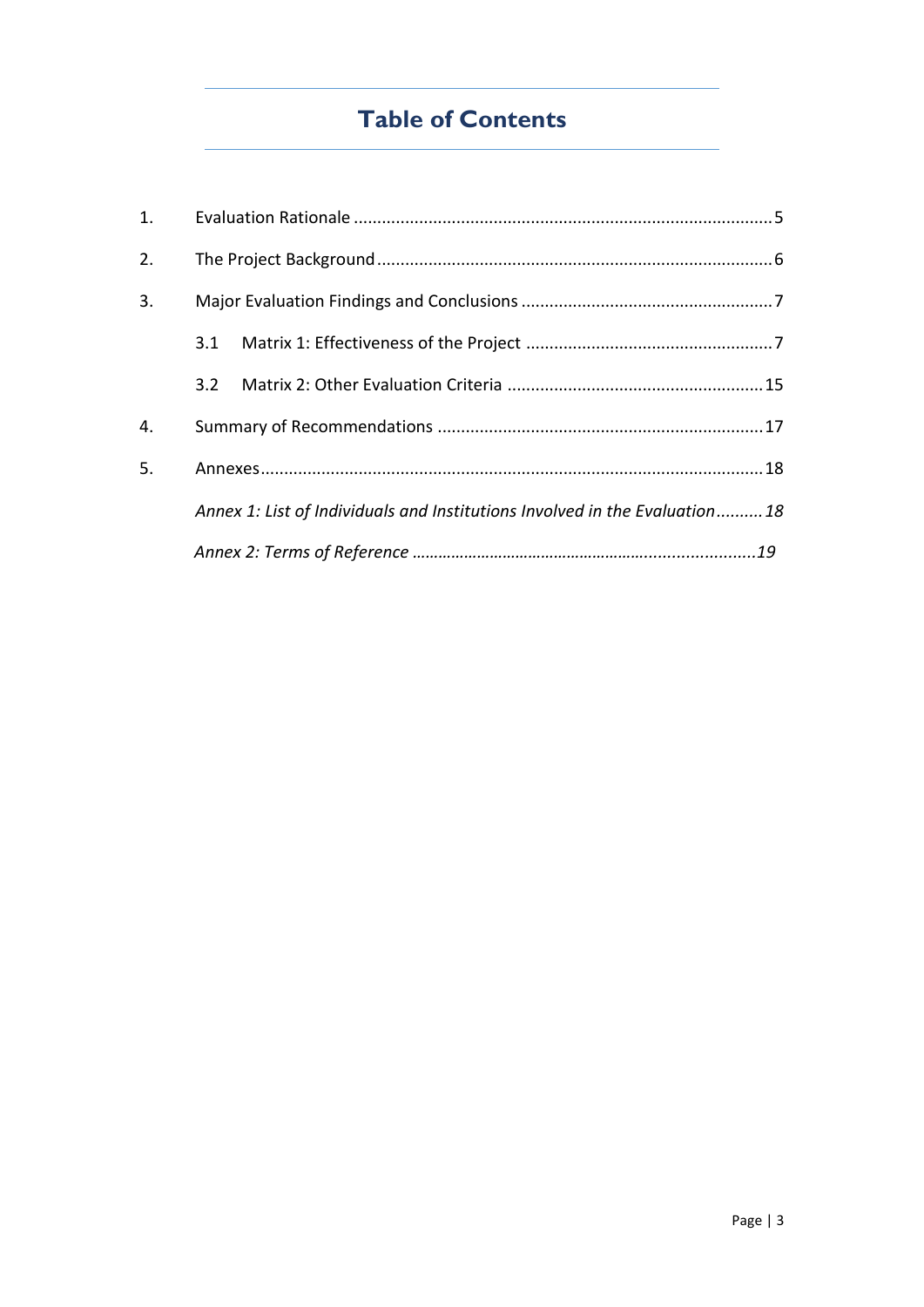# Table of Contents

1. Evaluation Rationale ........................................................................................5
2. The Project Background ....................................................................................6
3. Major Evaluation Findings and Conclusions ......................................................7
   - 3.1 Matrix 1: Effectiveness of the Project ....................................................7
   - 3.2 Matrix 2: Other Evaluation Criteria .......................................................15
4. Summary of Recommendations .....................................................................17
5. Annexes ...........................................................................................................18
   - *Annex 1: List of Individuals and Institutions Involved in the Evaluation ..........18*
   - *Annex 2: Terms of Reference .............................................................................19*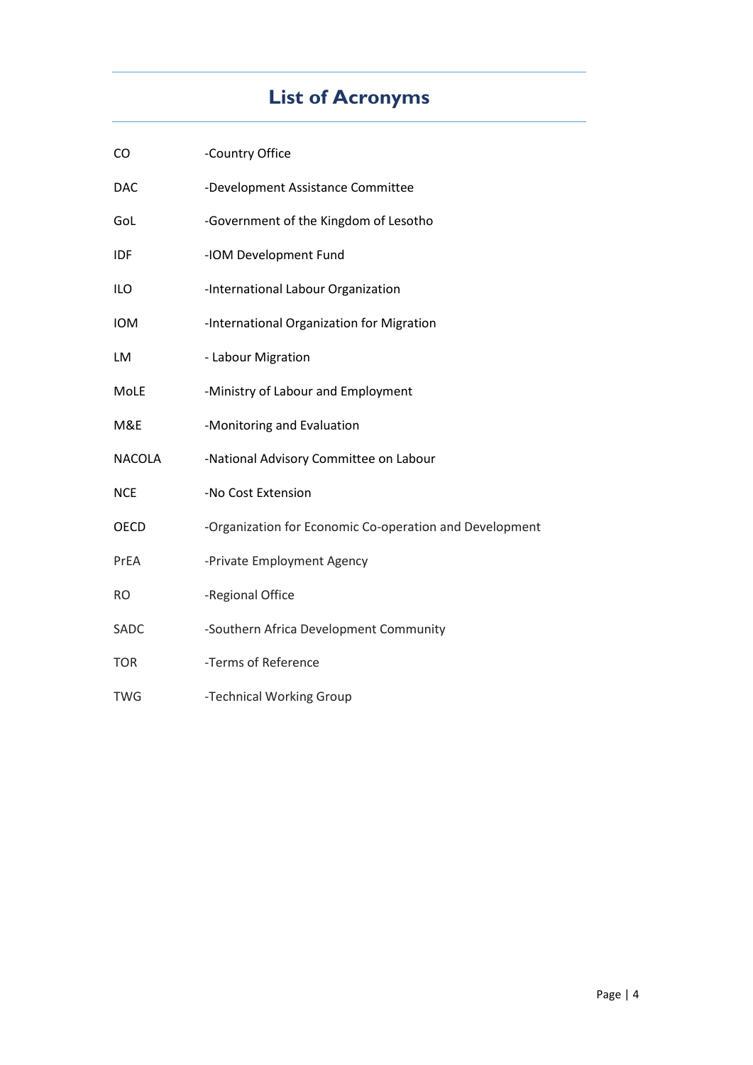# List of Acronyms

| | |
|---|---|
| CO | -Country Office |
| DAC | -Development Assistance Committee |
| GoL | -Government of the Kingdom of Lesotho |
| IDF | -IOM Development Fund |
| ILO | -International Labour Organization |
| IOM | -International Organization for Migration |
| LM | - Labour Migration |
| MoLE | -Ministry of Labour and Employment |
| M&E | -Monitoring and Evaluation |
| NACOLA | -National Advisory Committee on Labour |
| NCE | -No Cost Extension |
| OECD | -Organization for Economic Co-operation and Development |
| PrEA | -Private Employment Agency |
| RO | -Regional Office |
| SADC | -Southern Africa Development Community |
| TOR | -Terms of Reference |
| TWG | -Technical Working Group |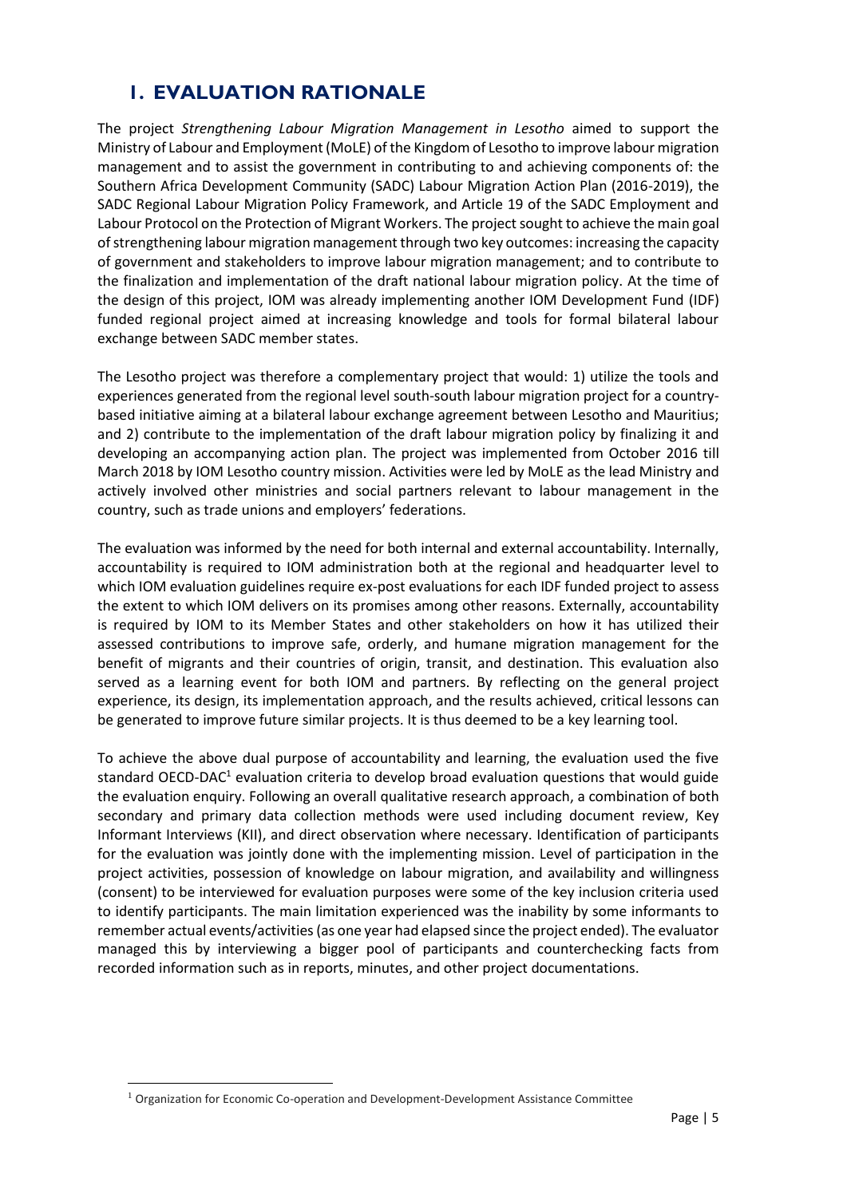# 1. EVALUATION RATIONALE

The project *Strengthening Labour Migration Management in Lesotho* aimed to support the Ministry of Labour and Employment (MoLE) of the Kingdom of Lesotho to improve labour migration management and to assist the government in contributing to and achieving components of: the Southern Africa Development Community (SADC) Labour Migration Action Plan (2016-2019), the SADC Regional Labour Migration Policy Framework, and Article 19 of the SADC Employment and Labour Protocol on the Protection of Migrant Workers. The project sought to achieve the main goal of strengthening labour migration management through two key outcomes: increasing the capacity of government and stakeholders to improve labour migration management; and to contribute to the finalization and implementation of the draft national labour migration policy. At the time of the design of this project, IOM was already implementing another IOM Development Fund (IDF) funded regional project aimed at increasing knowledge and tools for formal bilateral labour exchange between SADC member states.

The Lesotho project was therefore a complementary project that would: 1) utilize the tools and experiences generated from the regional level south-south labour migration project for a country-based initiative aiming at a bilateral labour exchange agreement between Lesotho and Mauritius; and 2) contribute to the implementation of the draft labour migration policy by finalizing it and developing an accompanying action plan. The project was implemented from October 2016 till March 2018 by IOM Lesotho country mission. Activities were led by MoLE as the lead Ministry and actively involved other ministries and social partners relevant to labour management in the country, such as trade unions and employers' federations.

The evaluation was informed by the need for both internal and external accountability. Internally, accountability is required to IOM administration both at the regional and headquarter level to which IOM evaluation guidelines require ex-post evaluations for each IDF funded project to assess the extent to which IOM delivers on its promises among other reasons. Externally, accountability is required by IOM to its Member States and other stakeholders on how it has utilized their assessed contributions to improve safe, orderly, and humane migration management for the benefit of migrants and their countries of origin, transit, and destination. This evaluation also served as a learning event for both IOM and partners. By reflecting on the general project experience, its design, its implementation approach, and the results achieved, critical lessons can be generated to improve future similar projects. It is thus deemed to be a key learning tool.

To achieve the above dual purpose of accountability and learning, the evaluation used the five standard OECD-DAC[1] evaluation criteria to develop broad evaluation questions that would guide the evaluation enquiry. Following an overall qualitative research approach, a combination of both secondary and primary data collection methods were used including document review, Key Informant Interviews (KII), and direct observation where necessary. Identification of participants for the evaluation was jointly done with the implementing mission. Level of participation in the project activities, possession of knowledge on labour migration, and availability and willingness (consent) to be interviewed for evaluation purposes were some of the key inclusion criteria used to identify participants. The main limitation experienced was the inability by some informants to remember actual events/activities (as one year had elapsed since the project ended). The evaluator managed this by interviewing a bigger pool of participants and counterchecking facts from recorded information such as in reports, minutes, and other project documentations.

---

[1] Organization for Economic Co-operation and Development-Development Assistance Committee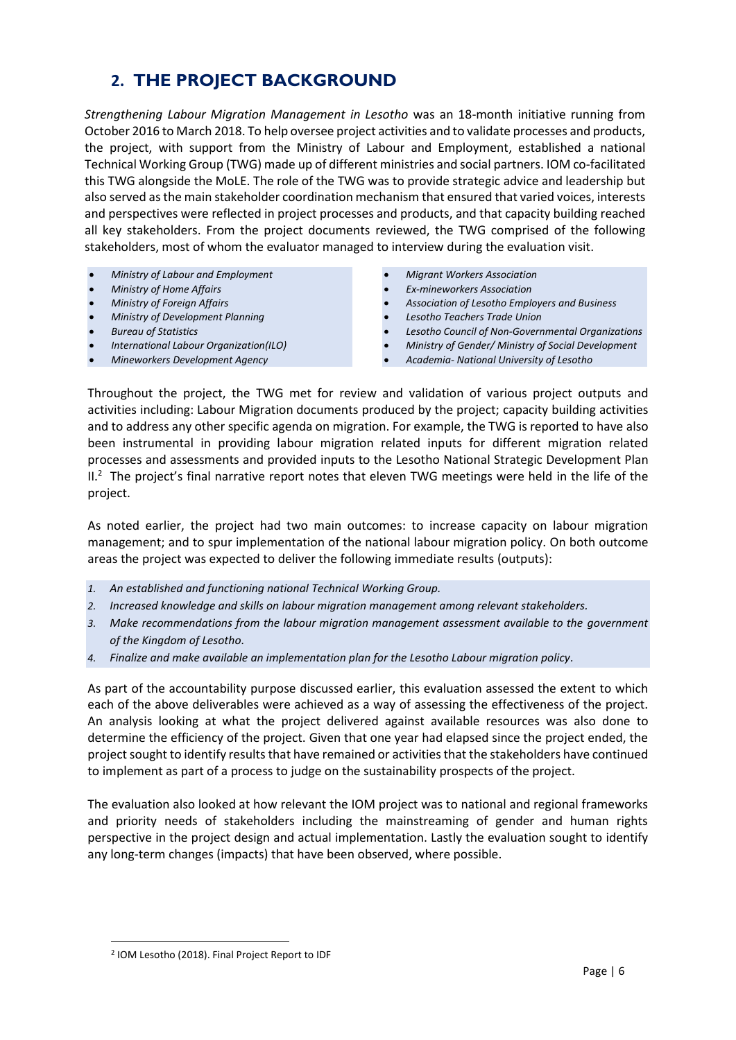## 2. THE PROJECT BACKGROUND

*Strengthening Labour Migration Management in Lesotho* was an 18-month initiative running from October 2016 to March 2018. To help oversee project activities and to validate processes and products, the project, with support from the Ministry of Labour and Employment, established a national Technical Working Group (TWG) made up of different ministries and social partners. IOM co-facilitated this TWG alongside the MoLE. The role of the TWG was to provide strategic advice and leadership but also served as the main stakeholder coordination mechanism that ensured that varied voices, interests and perspectives were reflected in project processes and products, and that capacity building reached all key stakeholders. From the project documents reviewed, the TWG comprised of the following stakeholders, most of whom the evaluator managed to interview during the evaluation visit.

- *Ministry of Labour and Employment*
- *Ministry of Home Affairs*
- *Ministry of Foreign Affairs*
- *Ministry of Development Planning*
- *Bureau of Statistics*
- *International Labour Organization(ILO)*
- *Mineworkers Development Agency*
- *Migrant Workers Association*
- *Ex-mineworkers Association*
- *Association of Lesotho Employers and Business*
- *Lesotho Teachers Trade Union*
- *Lesotho Council of Non-Governmental Organizations*
- *Ministry of Gender/ Ministry of Social Development*
- *Academia- National University of Lesotho*

Throughout the project, the TWG met for review and validation of various project outputs and activities including: Labour Migration documents produced by the project; capacity building activities and to address any other specific agenda on migration. For example, the TWG is reported to have also been instrumental in providing labour migration related inputs for different migration related processes and assessments and provided inputs to the Lesotho National Strategic Development Plan II.[2] The project's final narrative report notes that eleven TWG meetings were held in the life of the project.

As noted earlier, the project had two main outcomes: to increase capacity on labour migration management; and to spur implementation of the national labour migration policy. On both outcome areas the project was expected to deliver the following immediate results (outputs):

1. *An established and functioning national Technical Working Group.*
2. *Increased knowledge and skills on labour migration management among relevant stakeholders.*
3. *Make recommendations from the labour migration management assessment available to the government of the Kingdom of Lesotho.*
4. *Finalize and make available an implementation plan for the Lesotho Labour migration policy.*

As part of the accountability purpose discussed earlier, this evaluation assessed the extent to which each of the above deliverables were achieved as a way of assessing the effectiveness of the project. An analysis looking at what the project delivered against available resources was also done to determine the efficiency of the project. Given that one year had elapsed since the project ended, the project sought to identify results that have remained or activities that the stakeholders have continued to implement as part of a process to judge on the sustainability prospects of the project.

The evaluation also looked at how relevant the IOM project was to national and regional frameworks and priority needs of stakeholders including the mainstreaming of gender and human rights perspective in the project design and actual implementation. Lastly the evaluation sought to identify any long-term changes (impacts) that have been observed, where possible.

---

[2] IOM Lesotho (2018). Final Project Report to IDF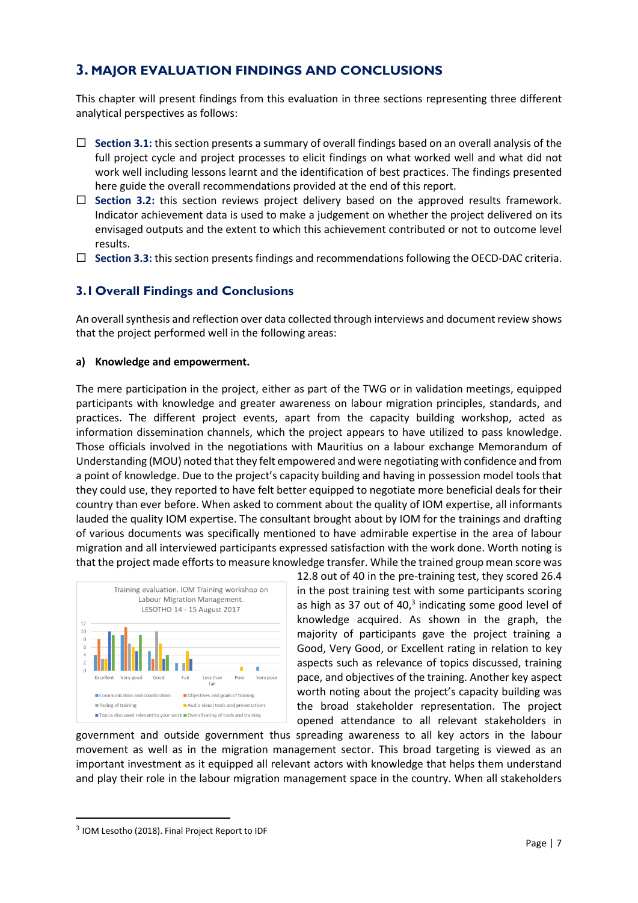## 3. MAJOR EVALUATION FINDINGS AND CONCLUSIONS

This chapter will present findings from this evaluation in three sections representing three different analytical perspectives as follows:

- **Section 3.1:** this section presents a summary of overall findings based on an overall analysis of the full project cycle and project processes to elicit findings on what worked well and what did not work well including lessons learnt and the identification of best practices. The findings presented here guide the overall recommendations provided at the end of this report.
- **Section 3.2:** this section reviews project delivery based on the approved results framework. Indicator achievement data is used to make a judgement on whether the project delivered on its envisaged outputs and the extent to which this achievement contributed or not to outcome level results.
- **Section 3.3:** this section presents findings and recommendations following the OECD-DAC criteria.

### 3.1 Overall Findings and Conclusions

An overall synthesis and reflection over data collected through interviews and document review shows that the project performed well in the following areas:

**a) Knowledge and empowerment.**

The mere participation in the project, either as part of the TWG or in validation meetings, equipped participants with knowledge and greater awareness on labour migration principles, standards, and practices. The different project events, apart from the capacity building workshop, acted as information dissemination channels, which the project appears to have utilized to pass knowledge. Those officials involved in the negotiations with Mauritius on a labour exchange Memorandum of Understanding (MOU) noted that they felt empowered and were negotiating with confidence and from a point of knowledge. Due to the project's capacity building and having in possession model tools that they could use, they reported to have felt better equipped to negotiate more beneficial deals for their country than ever before. When asked to comment about the quality of IOM expertise, all informants lauded the quality IOM expertise. The consultant brought about by IOM for the trainings and drafting of various documents was specifically mentioned to have admirable expertise in the area of labour migration and all interviewed participants expressed satisfaction with the work done. Worth noting is that the project made efforts to measure knowledge transfer. While the trained group mean score was 12.8 out of 40 in the pre-training test, they scored 26.4 in the post training test with some participants scoring as high as 37 out of 40,[3] indicating some good level of knowledge acquired. As shown in the graph, the majority of participants gave the project training a Good, Very Good, or Excellent rating in relation to key aspects such as relevance of topics discussed, training pace, and objectives of the training. Another key aspect worth noting about the project's capacity building was the broad stakeholder representation. The project opened attendance to all relevant stakeholders in government and outside government thus spreading awareness to all key actors in the labour movement as well as in the migration management sector. This broad targeting is viewed as an important investment as it equipped all relevant actors with knowledge that helps them understand and play their role in the labour migration management space in the country. When all stakeholders

Training evaluation. IOM Training workshop on Labour Migration Management. LESOTHO 14 - 15 August 2017

---

[3] IOM Lesotho (2018). Final Project Report to IDF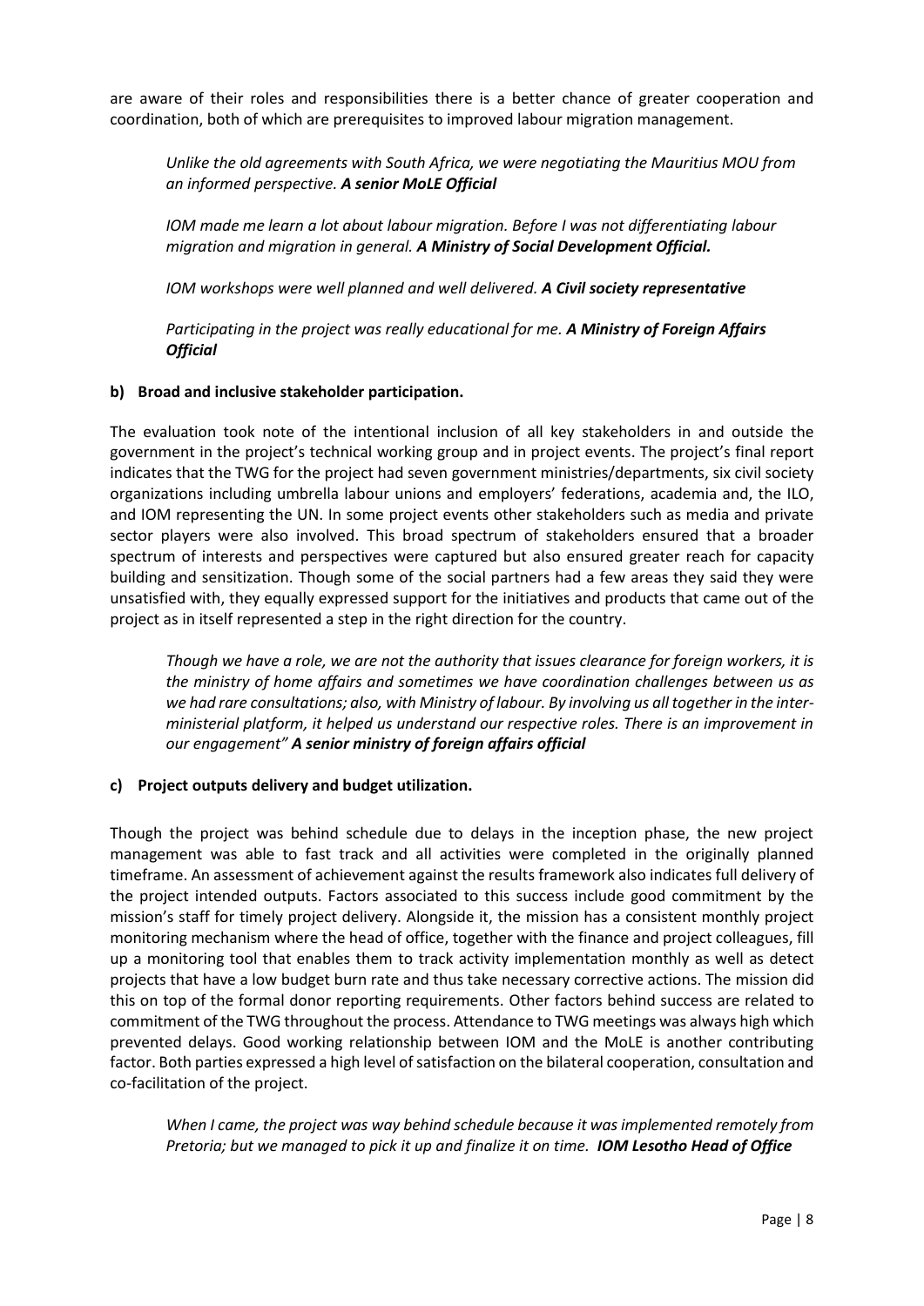are aware of their roles and responsibilities there is a better chance of greater cooperation and coordination, both of which are prerequisites to improved labour migration management.

> *Unlike the old agreements with South Africa, we were negotiating the Mauritius MOU from an informed perspective.* ***A senior MoLE Official***
>
> *IOM made me learn a lot about labour migration. Before I was not differentiating labour migration and migration in general.* ***A Ministry of Social Development Official.***
>
> *IOM workshops were well planned and well delivered.* ***A Civil society representative***
>
> *Participating in the project was really educational for me.* ***A Ministry of Foreign Affairs Official***

**b) Broad and inclusive stakeholder participation.**

The evaluation took note of the intentional inclusion of all key stakeholders in and outside the government in the project's technical working group and in project events. The project's final report indicates that the TWG for the project had seven government ministries/departments, six civil society organizations including umbrella labour unions and employers' federations, academia and, the ILO, and IOM representing the UN. In some project events other stakeholders such as media and private sector players were also involved. This broad spectrum of stakeholders ensured that a broader spectrum of interests and perspectives were captured but also ensured greater reach for capacity building and sensitization. Though some of the social partners had a few areas they said they were unsatisfied with, they equally expressed support for the initiatives and products that came out of the project as in itself represented a step in the right direction for the country.

> *Though we have a role, we are not the authority that issues clearance for foreign workers, it is the ministry of home affairs and sometimes we have coordination challenges between us as we had rare consultations; also, with Ministry of labour. By involving us all together in the inter-ministerial platform, it helped us understand our respective roles. There is an improvement in our engagement"* ***A senior ministry of foreign affairs official***

**c) Project outputs delivery and budget utilization.**

Though the project was behind schedule due to delays in the inception phase, the new project management was able to fast track and all activities were completed in the originally planned timeframe. An assessment of achievement against the results framework also indicates full delivery of the project intended outputs. Factors associated to this success include good commitment by the mission's staff for timely project delivery. Alongside it, the mission has a consistent monthly project monitoring mechanism where the head of office, together with the finance and project colleagues, fill up a monitoring tool that enables them to track activity implementation monthly as well as detect projects that have a low budget burn rate and thus take necessary corrective actions. The mission did this on top of the formal donor reporting requirements. Other factors behind success are related to commitment of the TWG throughout the process. Attendance to TWG meetings was always high which prevented delays. Good working relationship between IOM and the MoLE is another contributing factor. Both parties expressed a high level of satisfaction on the bilateral cooperation, consultation and co-facilitation of the project.

> *When I came, the project was way behind schedule because it was implemented remotely from Pretoria; but we managed to pick it up and finalize it on time.* ***IOM Lesotho Head of Office***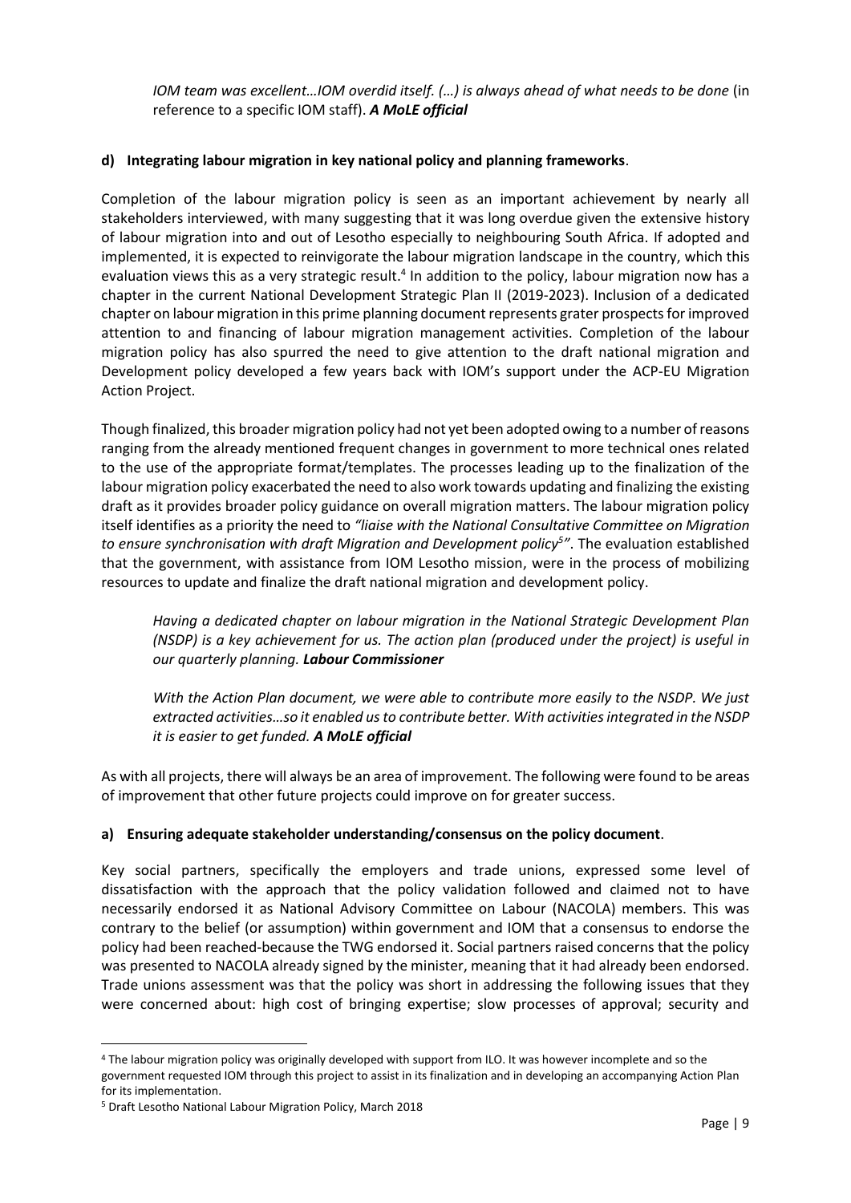*IOM team was excellent…IOM overdid itself. (…) is always ahead of what needs to be done* (in reference to a specific IOM staff). ***A MoLE official***

**d) Integrating labour migration in key national policy and planning frameworks**.

Completion of the labour migration policy is seen as an important achievement by nearly all stakeholders interviewed, with many suggesting that it was long overdue given the extensive history of labour migration into and out of Lesotho especially to neighbouring South Africa. If adopted and implemented, it is expected to reinvigorate the labour migration landscape in the country, which this evaluation views this as a very strategic result.[4] In addition to the policy, labour migration now has a chapter in the current National Development Strategic Plan II (2019-2023). Inclusion of a dedicated chapter on labour migration in this prime planning document represents grater prospects for improved attention to and financing of labour migration management activities. Completion of the labour migration policy has also spurred the need to give attention to the draft national migration and Development policy developed a few years back with IOM's support under the ACP-EU Migration Action Project.

Though finalized, this broader migration policy had not yet been adopted owing to a number of reasons ranging from the already mentioned frequent changes in government to more technical ones related to the use of the appropriate format/templates. The processes leading up to the finalization of the labour migration policy exacerbated the need to also work towards updating and finalizing the existing draft as it provides broader policy guidance on overall migration matters. The labour migration policy itself identifies as a priority the need to *"liaise with the National Consultative Committee on Migration to ensure synchronisation with draft Migration and Development policy[5]"*. The evaluation established that the government, with assistance from IOM Lesotho mission, were in the process of mobilizing resources to update and finalize the draft national migration and development policy.

> *Having a dedicated chapter on labour migration in the National Strategic Development Plan (NSDP) is a key achievement for us. The action plan (produced under the project) is useful in our quarterly planning.* ***Labour Commissioner***

> *With the Action Plan document, we were able to contribute more easily to the NSDP. We just extracted activities…so it enabled us to contribute better. With activities integrated in the NSDP it is easier to get funded.* ***A MoLE official***

As with all projects, there will always be an area of improvement. The following were found to be areas of improvement that other future projects could improve on for greater success.

**a) Ensuring adequate stakeholder understanding/consensus on the policy document**.

Key social partners, specifically the employers and trade unions, expressed some level of dissatisfaction with the approach that the policy validation followed and claimed not to have necessarily endorsed it as National Advisory Committee on Labour (NACOLA) members. This was contrary to the belief (or assumption) within government and IOM that a consensus to endorse the policy had been reached-because the TWG endorsed it. Social partners raised concerns that the policy was presented to NACOLA already signed by the minister, meaning that it had already been endorsed. Trade unions assessment was that the policy was short in addressing the following issues that they were concerned about: high cost of bringing expertise; slow processes of approval; security and

---

[4] The labour migration policy was originally developed with support from ILO. It was however incomplete and so the government requested IOM through this project to assist in its finalization and in developing an accompanying Action Plan for its implementation.

[5] Draft Lesotho National Labour Migration Policy, March 2018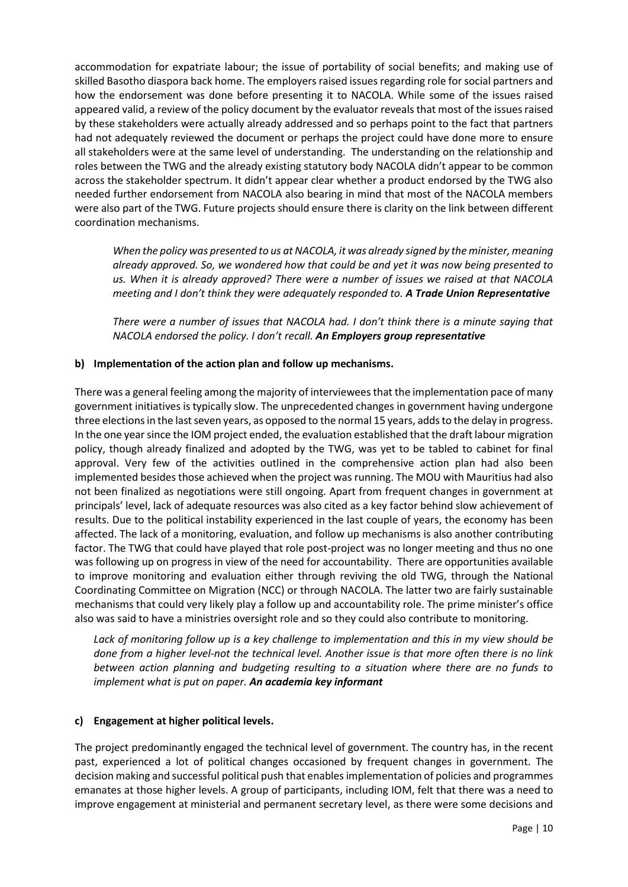accommodation for expatriate labour; the issue of portability of social benefits; and making use of skilled Basotho diaspora back home. The employers raised issues regarding role for social partners and how the endorsement was done before presenting it to NACOLA. While some of the issues raised appeared valid, a review of the policy document by the evaluator reveals that most of the issues raised by these stakeholders were actually already addressed and so perhaps point to the fact that partners had not adequately reviewed the document or perhaps the project could have done more to ensure all stakeholders were at the same level of understanding. The understanding on the relationship and roles between the TWG and the already existing statutory body NACOLA didn't appear to be common across the stakeholder spectrum. It didn't appear clear whether a product endorsed by the TWG also needed further endorsement from NACOLA also bearing in mind that most of the NACOLA members were also part of the TWG. Future projects should ensure there is clarity on the link between different coordination mechanisms.

> *When the policy was presented to us at NACOLA, it was already signed by the minister, meaning already approved. So, we wondered how that could be and yet it was now being presented to us. When it is already approved? There were a number of issues we raised at that NACOLA meeting and I don't think they were adequately responded to.* ***A Trade Union Representative***

> *There were a number of issues that NACOLA had. I don't think there is a minute saying that NACOLA endorsed the policy. I don't recall.* ***An Employers group representative***

**b) Implementation of the action plan and follow up mechanisms.**

There was a general feeling among the majority of interviewees that the implementation pace of many government initiatives is typically slow. The unprecedented changes in government having undergone three elections in the last seven years, as opposed to the normal 15 years, adds to the delay in progress. In the one year since the IOM project ended, the evaluation established that the draft labour migration policy, though already finalized and adopted by the TWG, was yet to be tabled to cabinet for final approval. Very few of the activities outlined in the comprehensive action plan had also been implemented besides those achieved when the project was running. The MOU with Mauritius had also not been finalized as negotiations were still ongoing. Apart from frequent changes in government at principals' level, lack of adequate resources was also cited as a key factor behind slow achievement of results. Due to the political instability experienced in the last couple of years, the economy has been affected. The lack of a monitoring, evaluation, and follow up mechanisms is also another contributing factor. The TWG that could have played that role post-project was no longer meeting and thus no one was following up on progress in view of the need for accountability. There are opportunities available to improve monitoring and evaluation either through reviving the old TWG, through the National Coordinating Committee on Migration (NCC) or through NACOLA. The latter two are fairly sustainable mechanisms that could very likely play a follow up and accountability role. The prime minister's office also was said to have a ministries oversight role and so they could also contribute to monitoring.

> *Lack of monitoring follow up is a key challenge to implementation and this in my view should be done from a higher level-not the technical level. Another issue is that more often there is no link between action planning and budgeting resulting to a situation where there are no funds to implement what is put on paper.* ***An academia key informant***

**c) Engagement at higher political levels.**

The project predominantly engaged the technical level of government. The country has, in the recent past, experienced a lot of political changes occasioned by frequent changes in government. The decision making and successful political push that enables implementation of policies and programmes emanates at those higher levels. A group of participants, including IOM, felt that there was a need to improve engagement at ministerial and permanent secretary level, as there were some decisions and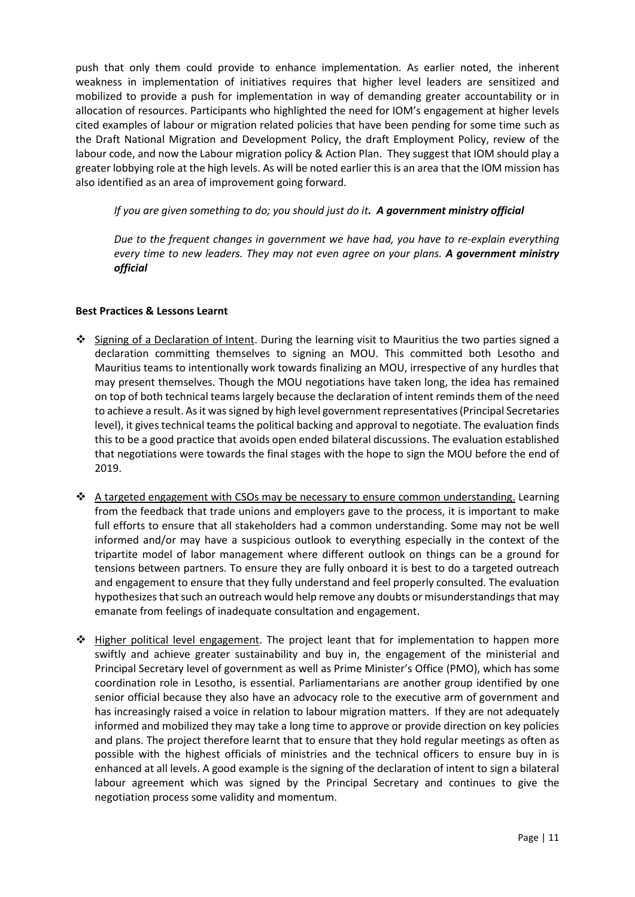push that only them could provide to enhance implementation. As earlier noted, the inherent weakness in implementation of initiatives requires that higher level leaders are sensitized and mobilized to provide a push for implementation in way of demanding greater accountability or in allocation of resources. Participants who highlighted the need for IOM's engagement at higher levels cited examples of labour or migration related policies that have been pending for some time such as the Draft National Migration and Development Policy, the draft Employment Policy, review of the labour code, and now the Labour migration policy & Action Plan. They suggest that IOM should play a greater lobbying role at the high levels. As will be noted earlier this is an area that the IOM mission has also identified as an area of improvement going forward.

> *If you are given something to do; you should just do it. **A government ministry official***
>
> *Due to the frequent changes in government we have had, you have to re-explain everything every time to new leaders. They may not even agree on your plans. **A government ministry official***

**Best Practices & Lessons Learnt**

- Signing of a Declaration of Intent. During the learning visit to Mauritius the two parties signed a declaration committing themselves to signing an MOU. This committed both Lesotho and Mauritius teams to intentionally work towards finalizing an MOU, irrespective of any hurdles that may present themselves. Though the MOU negotiations have taken long, the idea has remained on top of both technical teams largely because the declaration of intent reminds them of the need to achieve a result. As it was signed by high level government representatives (Principal Secretaries level), it gives technical teams the political backing and approval to negotiate. The evaluation finds this to be a good practice that avoids open ended bilateral discussions. The evaluation established that negotiations were towards the final stages with the hope to sign the MOU before the end of 2019.

- A targeted engagement with CSOs may be necessary to ensure common understanding. Learning from the feedback that trade unions and employers gave to the process, it is important to make full efforts to ensure that all stakeholders had a common understanding. Some may not be well informed and/or may have a suspicious outlook to everything especially in the context of the tripartite model of labor management where different outlook on things can be a ground for tensions between partners. To ensure they are fully onboard it is best to do a targeted outreach and engagement to ensure that they fully understand and feel properly consulted. The evaluation hypothesizes that such an outreach would help remove any doubts or misunderstandings that may emanate from feelings of inadequate consultation and engagement.

- Higher political level engagement. The project leant that for implementation to happen more swiftly and achieve greater sustainability and buy in, the engagement of the ministerial and Principal Secretary level of government as well as Prime Minister's Office (PMO), which has some coordination role in Lesotho, is essential. Parliamentarians are another group identified by one senior official because they also have an advocacy role to the executive arm of government and has increasingly raised a voice in relation to labour migration matters. If they are not adequately informed and mobilized they may take a long time to approve or provide direction on key policies and plans. The project therefore learnt that to ensure that they hold regular meetings as often as possible with the highest officials of ministries and the technical officers to ensure buy in is enhanced at all levels. A good example is the signing of the declaration of intent to sign a bilateral labour agreement which was signed by the Principal Secretary and continues to give the negotiation process some validity and momentum.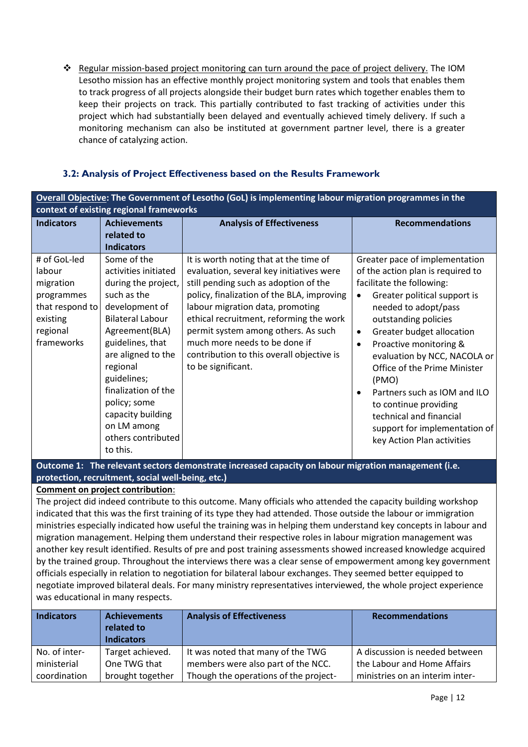- ❖ Regular mission-based project monitoring can turn around the pace of project delivery. The IOM Lesotho mission has an effective monthly project monitoring system and tools that enables them to track progress of all projects alongside their budget burn rates which together enables them to keep their projects on track. This partially contributed to fast tracking of activities under this project which had substantially been delayed and eventually achieved timely delivery. If such a monitoring mechanism can also be instituted at government partner level, there is a greater chance of catalyzing action.

### 3.2: Analysis of Project Effectiveness based on the Results Framework

**Overall Objective: The Government of Lesotho (GoL) is implementing labour migration programmes in the context of existing regional frameworks**

| Indicators | Achievements related to Indicators | Analysis of Effectiveness | Recommendations |
|---|---|---|---|
| # of GoL-led labour migration programmes that respond to existing regional frameworks | Some of the activities initiated during the project, such as the development of Bilateral Labour Agreement(BLA) guidelines, that are aligned to the regional guidelines; finalization of the policy; some capacity building on LM among others contributed to this. | It is worth noting that at the time of evaluation, several key initiatives were still pending such as adoption of the policy, finalization of the BLA, improving labour migration data, promoting ethical recruitment, reforming the work permit system among others. As such much more needs to be done if contribution to this overall objective is to be significant. | Greater pace of implementation of the action plan is required to facilitate the following: <br>• Greater political support is needed to adopt/pass outstanding policies <br>• Greater budget allocation <br>• Proactive monitoring & evaluation by NCC, NACOLA or Office of the Prime Minister (PMO) <br>• Partners such as IOM and ILO to continue providing technical and financial support for implementation of key Action Plan activities |

**Outcome 1: The relevant sectors demonstrate increased capacity on labour migration management (i.e. protection, recruitment, social well-being, etc.)**

**Comment on project contribution**:
The project did indeed contribute to this outcome. Many officials who attended the capacity building workshop indicated that this was the first training of its type they had attended. Those outside the labour or immigration ministries especially indicated how useful the training was in helping them understand key concepts in labour and migration management. Helping them understand their respective roles in labour migration management was another key result identified. Results of pre and post training assessments showed increased knowledge acquired by the trained group. Throughout the interviews there was a clear sense of empowerment among key government officials especially in relation to negotiation for bilateral labour exchanges. They seemed better equipped to negotiate improved bilateral deals. For many ministry representatives interviewed, the whole project experience was educational in many respects.

| Indicators | Achievements related to Indicators | Analysis of Effectiveness | Recommendations |
|---|---|---|---|
| No. of inter-ministerial coordination | Target achieved. One TWG that brought together | It was noted that many of the TWG members were also part of the NCC. Though the operations of the project- | A discussion is needed between the Labour and Home Affairs ministries on an interim inter- |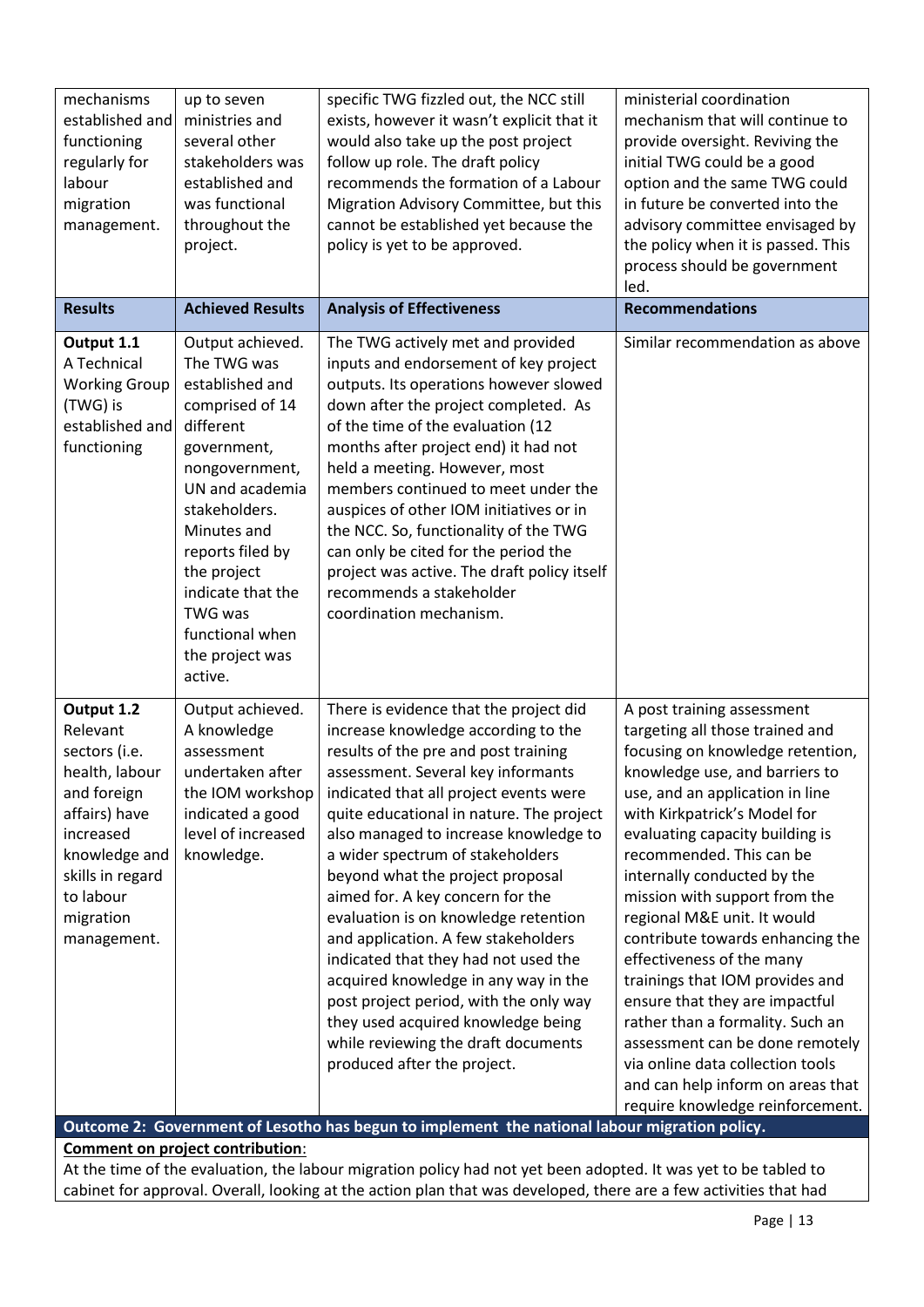| mechanisms established and functioning regularly for labour migration management. | up to seven ministries and several other stakeholders was established and was functional throughout the project. | specific TWG fizzled out, the NCC still exists, however it wasn't explicit that it would also take up the post project follow up role. The draft policy recommends the formation of a Labour Migration Advisory Committee, but this cannot be established yet because the policy is yet to be approved. | ministerial coordination mechanism that will continue to provide oversight. Reviving the initial TWG could be a good option and the same TWG could in future be converted into the advisory committee envisaged by the policy when it is passed. This process should be government led. |
|---|---|---|---|
| **Results** | **Achieved Results** | **Analysis of Effectiveness** | **Recommendations** |
| **Output 1.1** A Technical Working Group (TWG) is established and functioning | Output achieved. The TWG was established and comprised of 14 different government, nongovernment, UN and academia stakeholders. Minutes and reports filed by the project indicate that the TWG was functional when the project was active. | The TWG actively met and provided inputs and endorsement of key project outputs. Its operations however slowed down after the project completed. As of the time of the evaluation (12 months after project end) it had not held a meeting. However, most members continued to meet under the auspices of other IOM initiatives or in the NCC. So, functionality of the TWG can only be cited for the period the project was active. The draft policy itself recommends a stakeholder coordination mechanism. | Similar recommendation as above |
| **Output 1.2** Relevant sectors (i.e. health, labour and foreign affairs) have increased knowledge and skills in regard to labour migration management. | Output achieved. A knowledge assessment undertaken after the IOM workshop indicated a good level of increased knowledge. | There is evidence that the project did increase knowledge according to the results of the pre and post training assessment. Several key informants indicated that all project events were quite educational in nature. The project also managed to increase knowledge to a wider spectrum of stakeholders beyond what the project proposal aimed for. A key concern for the evaluation is on knowledge retention and application. A few stakeholders indicated that they had not used the acquired knowledge in any way in the post project period, with the only way they used acquired knowledge being while reviewing the draft documents produced after the project. | A post training assessment targeting all those trained and focusing on knowledge retention, knowledge use, and barriers to use, and an application in line with Kirkpatrick's Model for evaluating capacity building is recommended. This can be internally conducted by the mission with support from the regional M&E unit. It would contribute towards enhancing the effectiveness of the many trainings that IOM provides and ensure that they are impactful rather than a formality. Such an assessment can be done remotely via online data collection tools and can help inform on areas that require knowledge reinforcement. |

**Outcome 2: Government of Lesotho has begun to implement the national labour migration policy.**

**Comment on project contribution**:

At the time of the evaluation, the labour migration policy had not yet been adopted. It was yet to be tabled to cabinet for approval. Overall, looking at the action plan that was developed, there are a few activities that had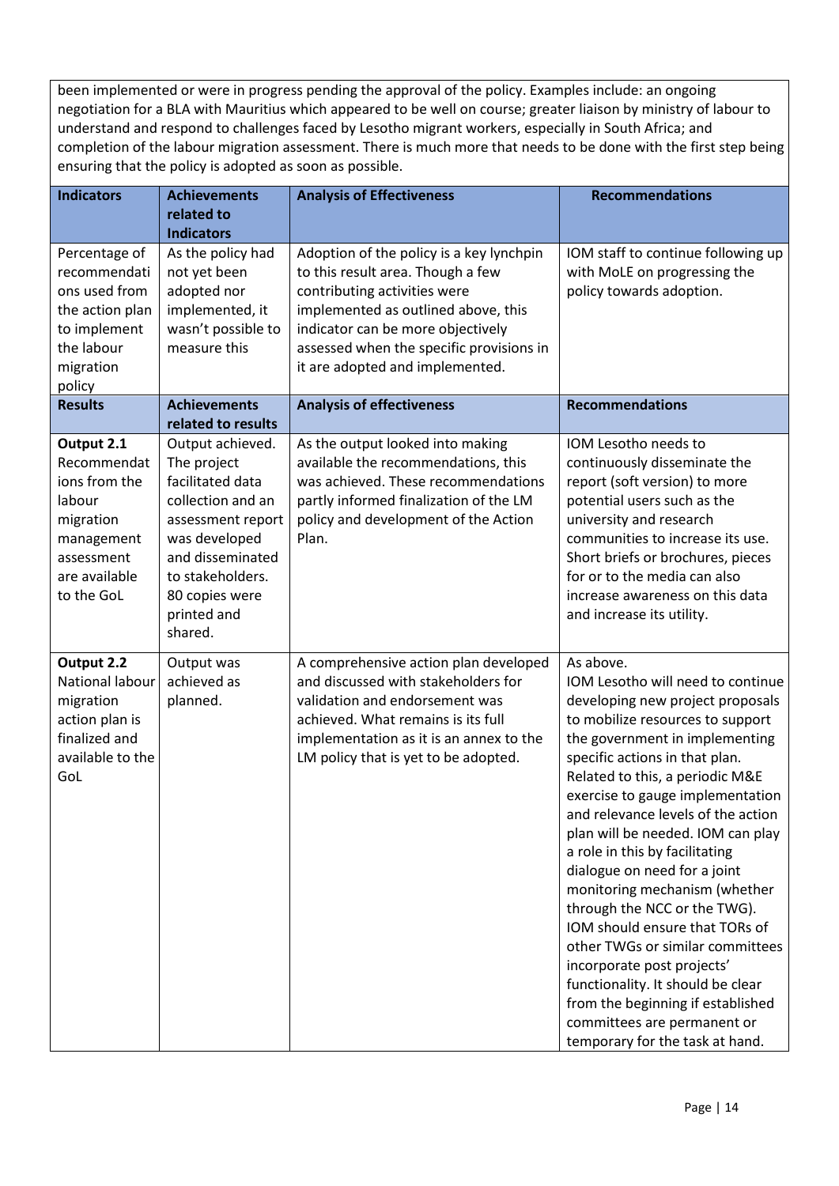been implemented or were in progress pending the approval of the policy. Examples include: an ongoing negotiation for a BLA with Mauritius which appeared to be well on course; greater liaison by ministry of labour to understand and respond to challenges faced by Lesotho migrant workers, especially in South Africa; and completion of the labour migration assessment. There is much more that needs to be done with the first step being ensuring that the policy is adopted as soon as possible.

| Indicators | Achievements related to Indicators | Analysis of Effectiveness | Recommendations |
|---|---|---|---|
| Percentage of recommendations used from the action plan to implement the labour migration policy | As the policy had not yet been adopted nor implemented, it wasn't possible to measure this | Adoption of the policy is a key lynchpin to this result area. Though a few contributing activities were implemented as outlined above, this indicator can be more objectively assessed when the specific provisions in it are adopted and implemented. | IOM staff to continue following up with MoLE on progressing the policy towards adoption. |
| **Results** | **Achievements related to results** | **Analysis of effectiveness** | **Recommendations** |
| **Output 2.1** Recommendations from the labour migration management assessment are available to the GoL | Output achieved. The project facilitated data collection and an assessment report was developed and disseminated to stakeholders. 80 copies were printed and shared. | As the output looked into making available the recommendations, this was achieved. These recommendations partly informed finalization of the LM policy and development of the Action Plan. | IOM Lesotho needs to continuously disseminate the report (soft version) to more potential users such as the university and research communities to increase its use. Short briefs or brochures, pieces for or to the media can also increase awareness on this data and increase its utility. |
| **Output 2.2** National labour migration action plan is finalized and available to the GoL | Output was achieved as planned. | A comprehensive action plan developed and discussed with stakeholders for validation and endorsement was achieved. What remains is its full implementation as it is an annex to the LM policy that is yet to be adopted. | As above.<br>IOM Lesotho will need to continue developing new project proposals to mobilize resources to support the government in implementing specific actions in that plan. Related to this, a periodic M&E exercise to gauge implementation and relevance levels of the action plan will be needed. IOM can play a role in this by facilitating dialogue on need for a joint monitoring mechanism (whether through the NCC or the TWG). IOM should ensure that TORs of other TWGs or similar committees incorporate post projects' functionality. It should be clear from the beginning if established committees are permanent or temporary for the task at hand. |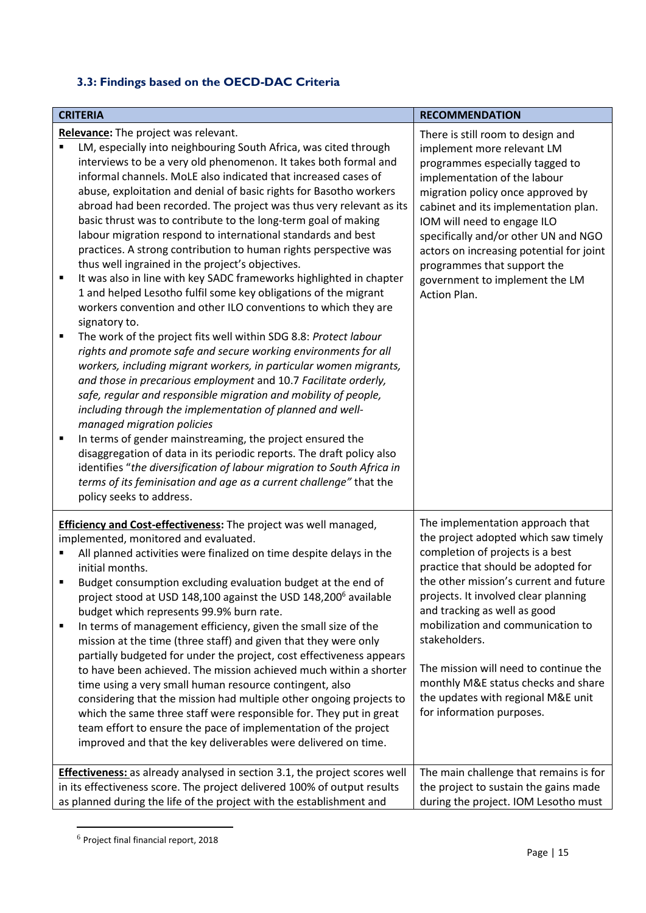### 3.3: Findings based on the OECD-DAC Criteria

| CRITERIA | RECOMMENDATION |
|---|---|
| **Relevance:** The project was relevant.<br>▪ LM, especially into neighbouring South Africa, was cited through interviews to be a very old phenomenon. It takes both formal and informal channels. MoLE also indicated that increased cases of abuse, exploitation and denial of basic rights for Basotho workers abroad had been recorded. The project was thus very relevant as its basic thrust was to contribute to the long-term goal of making labour migration respond to international standards and best practices. A strong contribution to human rights perspective was thus well ingrained in the project's objectives.<br>▪ It was also in line with key SADC frameworks highlighted in chapter 1 and helped Lesotho fulfil some key obligations of the migrant workers convention and other ILO conventions to which they are signatory to.<br>▪ The work of the project fits well within SDG 8.8: *Protect labour rights and promote safe and secure working environments for all workers, including migrant workers, in particular women migrants, and those in precarious employment* and 10.7 *Facilitate orderly, safe, regular and responsible migration and mobility of people, including through the implementation of planned and well-managed migration policies*<br>▪ In terms of gender mainstreaming, the project ensured the disaggregation of data in its periodic reports. The draft policy also identifies "*the diversification of labour migration to South Africa in terms of its feminisation and age as a current challenge"* that the policy seeks to address. | There is still room to design and implement more relevant LM programmes especially tagged to implementation of the labour migration policy once approved by cabinet and its implementation plan. IOM will need to engage ILO specifically and/or other UN and NGO actors on increasing potential for joint programmes that support the government to implement the LM Action Plan. |
| **Efficiency and Cost-effectiveness:** The project was well managed, implemented, monitored and evaluated.<br>▪ All planned activities were finalized on time despite delays in the initial months.<br>▪ Budget consumption excluding evaluation budget at the end of project stood at USD 148,100 against the USD 148,200[6] available budget which represents 99.9% burn rate.<br>▪ In terms of management efficiency, given the small size of the mission at the time (three staff) and given that they were only partially budgeted for under the project, cost effectiveness appears to have been achieved. The mission achieved much within a shorter time using a very small human resource contingent, also considering that the mission had multiple other ongoing projects to which the same three staff were responsible for. They put in great team effort to ensure the pace of implementation of the project improved and that the key deliverables were delivered on time. | The implementation approach that the project adopted which saw timely completion of projects is a best practice that should be adopted for the other mission's current and future projects. It involved clear planning and tracking as well as good mobilization and communication to stakeholders.<br><br>The mission will need to continue the monthly M&E status checks and share the updates with regional M&E unit for information purposes. |
| **Effectiveness:** as already analysed in section 3.1, the project scores well in its effectiveness score. The project delivered 100% of output results as planned during the life of the project with the establishment and | The main challenge that remains is for the project to sustain the gains made during the project. IOM Lesotho must |

[6] Project final financial report, 2018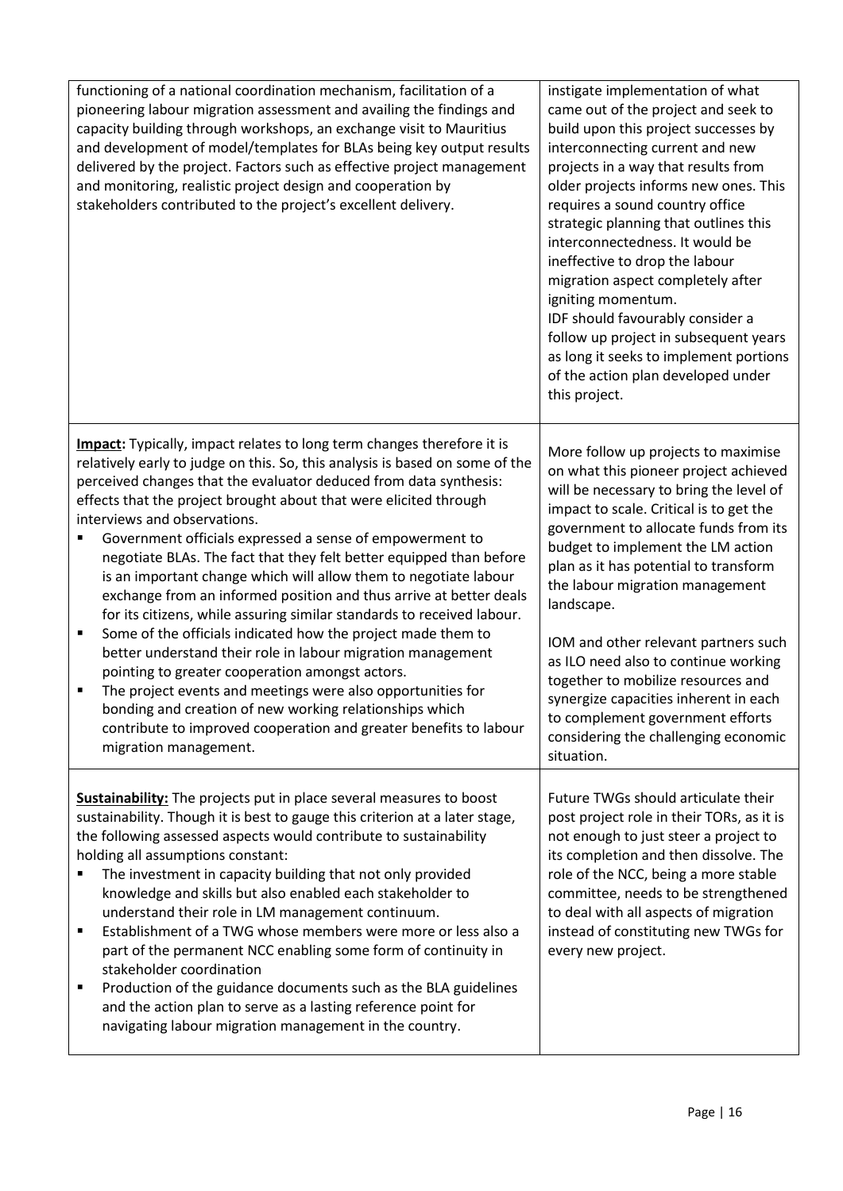| | |
|---|---|
| functioning of a national coordination mechanism, facilitation of a pioneering labour migration assessment and availing the findings and capacity building through workshops, an exchange visit to Mauritius and development of model/templates for BLAs being key output results delivered by the project. Factors such as effective project management and monitoring, realistic project design and cooperation by stakeholders contributed to the project's excellent delivery. | instigate implementation of what came out of the project and seek to build upon this project successes by interconnecting current and new projects in a way that results from older projects informs new ones. This requires a sound country office strategic planning that outlines this interconnectedness. It would be ineffective to drop the labour migration aspect completely after igniting momentum.<br>IDF should favourably consider a follow up project in subsequent years as long it seeks to implement portions of the action plan developed under this project. |
| **Impact:** Typically, impact relates to long term changes therefore it is relatively early to judge on this. So, this analysis is based on some of the perceived changes that the evaluator deduced from data synthesis: effects that the project brought about that were elicited through interviews and observations.<br>▪ Government officials expressed a sense of empowerment to negotiate BLAs. The fact that they felt better equipped than before is an important change which will allow them to negotiate labour exchange from an informed position and thus arrive at better deals for its citizens, while assuring similar standards to received labour.<br>▪ Some of the officials indicated how the project made them to better understand their role in labour migration management pointing to greater cooperation amongst actors.<br>▪ The project events and meetings were also opportunities for bonding and creation of new working relationships which contribute to improved cooperation and greater benefits to labour migration management. | More follow up projects to maximise on what this pioneer project achieved will be necessary to bring the level of impact to scale. Critical is to get the government to allocate funds from its budget to implement the LM action plan as it has potential to transform the labour migration management landscape.<br><br>IOM and other relevant partners such as ILO need also to continue working together to mobilize resources and synergize capacities inherent in each to complement government efforts considering the challenging economic situation. |
| **Sustainability:** The projects put in place several measures to boost sustainability. Though it is best to gauge this criterion at a later stage, the following assessed aspects would contribute to sustainability holding all assumptions constant:<br>▪ The investment in capacity building that not only provided knowledge and skills but also enabled each stakeholder to understand their role in LM management continuum.<br>▪ Establishment of a TWG whose members were more or less also a part of the permanent NCC enabling some form of continuity in stakeholder coordination<br>▪ Production of the guidance documents such as the BLA guidelines and the action plan to serve as a lasting reference point for navigating labour migration management in the country. | Future TWGs should articulate their post project role in their TORs, as it is not enough to just steer a project to its completion and then dissolve. The role of the NCC, being a more stable committee, needs to be strengthened to deal with all aspects of migration instead of constituting new TWGs for every new project. |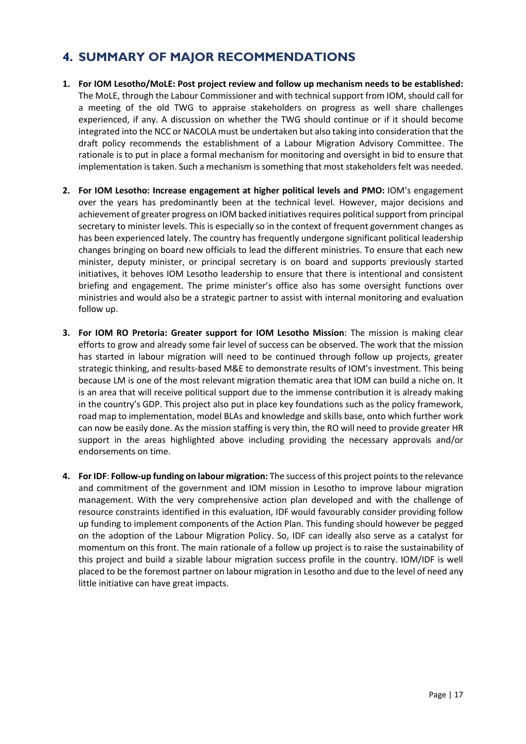## 4. SUMMARY OF MAJOR RECOMMENDATIONS

1. **For IOM Lesotho/MoLE: Post project review and follow up mechanism needs to be established:** The MoLE, through the Labour Commissioner and with technical support from IOM, should call for a meeting of the old TWG to appraise stakeholders on progress as well share challenges experienced, if any. A discussion on whether the TWG should continue or if it should become integrated into the NCC or NACOLA must be undertaken but also taking into consideration that the draft policy recommends the establishment of a Labour Migration Advisory Committee. The rationale is to put in place a formal mechanism for monitoring and oversight in bid to ensure that implementation is taken. Such a mechanism is something that most stakeholders felt was needed.

2. **For IOM Lesotho: Increase engagement at higher political levels and PMO:** IOM's engagement over the years has predominantly been at the technical level. However, major decisions and achievement of greater progress on IOM backed initiatives requires political support from principal secretary to minister levels. This is especially so in the context of frequent government changes as has been experienced lately. The country has frequently undergone significant political leadership changes bringing on board new officials to lead the different ministries. To ensure that each new minister, deputy minister, or principal secretary is on board and supports previously started initiatives, it behoves IOM Lesotho leadership to ensure that there is intentional and consistent briefing and engagement. The prime minister's office also has some oversight functions over ministries and would also be a strategic partner to assist with internal monitoring and evaluation follow up.

3. **For IOM RO Pretoria: Greater support for IOM Lesotho Mission**: The mission is making clear efforts to grow and already some fair level of success can be observed. The work that the mission has started in labour migration will need to be continued through follow up projects, greater strategic thinking, and results-based M&E to demonstrate results of IOM's investment. This being because LM is one of the most relevant migration thematic area that IOM can build a niche on. It is an area that will receive political support due to the immense contribution it is already making in the country's GDP. This project also put in place key foundations such as the policy framework, road map to implementation, model BLAs and knowledge and skills base, onto which further work can now be easily done. As the mission staffing is very thin, the RO will need to provide greater HR support in the areas highlighted above including providing the necessary approvals and/or endorsements on time.

4. **For IDF**: **Follow-up funding on labour migration:** The success of this project points to the relevance and commitment of the government and IOM mission in Lesotho to improve labour migration management. With the very comprehensive action plan developed and with the challenge of resource constraints identified in this evaluation, IDF would favourably consider providing follow up funding to implement components of the Action Plan. This funding should however be pegged on the adoption of the Labour Migration Policy. So, IDF can ideally also serve as a catalyst for momentum on this front. The main rationale of a follow up project is to raise the sustainability of this project and build a sizable labour migration success profile in the country. IOM/IDF is well placed to be the foremost partner on labour migration in Lesotho and due to the level of need any little initiative can have great impacts.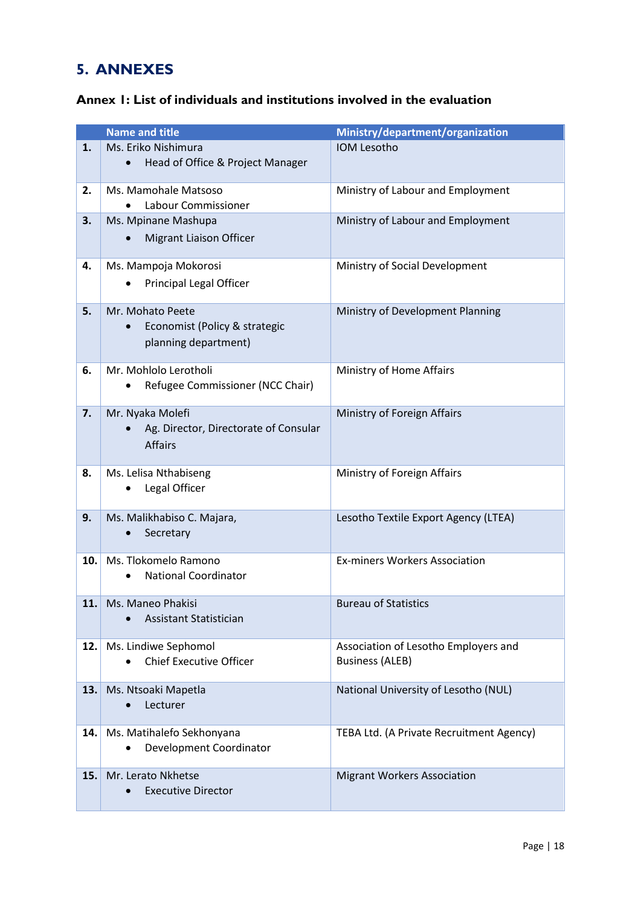# 5. ANNEXES

## Annex I: List of individuals and institutions involved in the evaluation

| | Name and title | Ministry/department/organization |
|---|---|---|
| **1.** | Ms. Eriko Nishimura<br>• Head of Office & Project Manager | IOM Lesotho |
| **2.** | Ms. Mamohale Matsoso<br>• Labour Commissioner | Ministry of Labour and Employment |
| **3.** | Ms. Mpinane Mashupa<br>• Migrant Liaison Officer | Ministry of Labour and Employment |
| **4.** | Ms. Mampoja Mokorosi<br>• Principal Legal Officer | Ministry of Social Development |
| **5.** | Mr. Mohato Peete<br>• Economist (Policy & strategic planning department) | Ministry of Development Planning |
| **6.** | Mr. Mohlolo Lerotholi<br>• Refugee Commissioner (NCC Chair) | Ministry of Home Affairs |
| **7.** | Mr. Nyaka Molefi<br>• Ag. Director, Directorate of Consular Affairs | Ministry of Foreign Affairs |
| **8.** | Ms. Lelisa Nthabiseng<br>• Legal Officer | Ministry of Foreign Affairs |
| **9.** | Ms. Malikhabiso C. Majara,<br>• Secretary | Lesotho Textile Export Agency (LTEA) |
| **10.** | Ms. Tlokomelo Ramono<br>• National Coordinator | Ex-miners Workers Association |
| **11.** | Ms. Maneo Phakisi<br>• Assistant Statistician | Bureau of Statistics |
| **12.** | Ms. Lindiwe Sephomol<br>• Chief Executive Officer | Association of Lesotho Employers and Business (ALEB) |
| **13.** | Ms. Ntsoaki Mapetla<br>• Lecturer | National University of Lesotho (NUL) |
| **14.** | Ms. Matihalefo Sekhonyana<br>• Development Coordinator | TEBA Ltd. (A Private Recruitment Agency) |
| **15.** | Mr. Lerato Nkhetse<br>• Executive Director | Migrant Workers Association |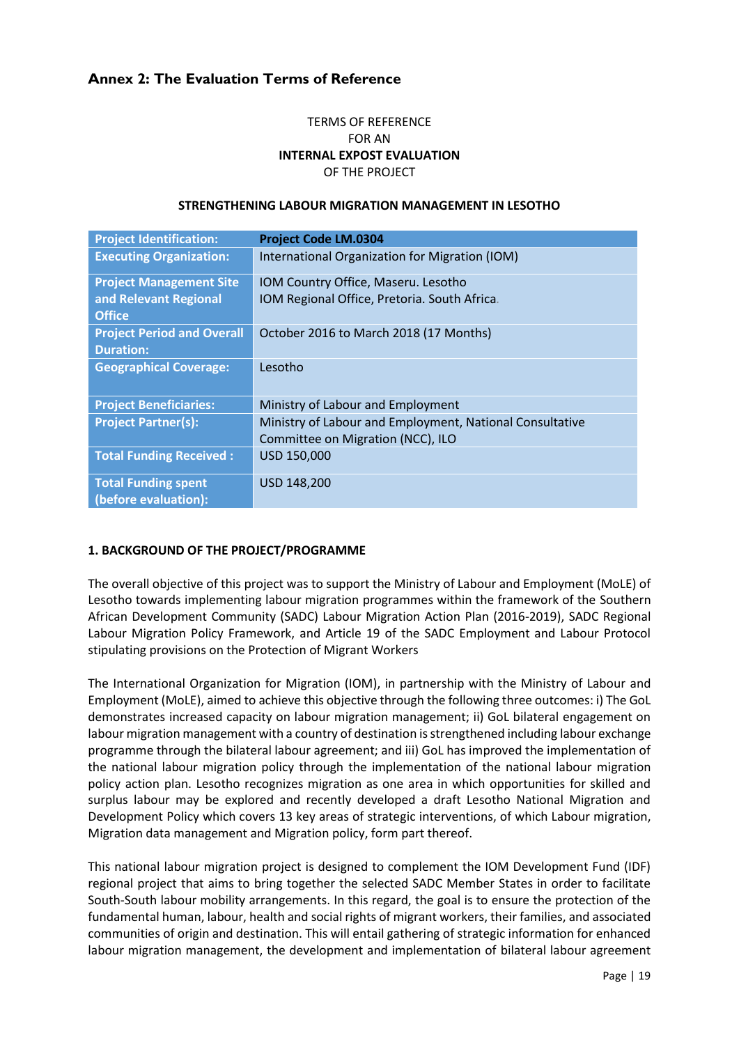## Annex 2: The Evaluation Terms of Reference

TERMS OF REFERENCE
FOR AN
**INTERNAL EXPOST EVALUATION**
OF THE PROJECT

**STRENGTHENING LABOUR MIGRATION MANAGEMENT IN LESOTHO**

| **Project Identification:** | **Project Code LM.0304** |
|---|---|
| **Executing Organization:** | International Organization for Migration (IOM) |
| **Project Management Site and Relevant Regional Office** | IOM Country Office, Maseru. Lesotho<br>IOM Regional Office, Pretoria. South Africa. |
| **Project Period and Overall Duration:** | October 2016 to March 2018 (17 Months) |
| **Geographical Coverage:** | Lesotho |
| **Project Beneficiaries:** | Ministry of Labour and Employment |
| **Project Partner(s):** | Ministry of Labour and Employment, National Consultative Committee on Migration (NCC), ILO |
| **Total Funding Received :** | USD 150,000 |
| **Total Funding spent (before evaluation):** | USD 148,200 |

### 1. BACKGROUND OF THE PROJECT/PROGRAMME

The overall objective of this project was to support the Ministry of Labour and Employment (MoLE) of Lesotho towards implementing labour migration programmes within the framework of the Southern African Development Community (SADC) Labour Migration Action Plan (2016-2019), SADC Regional Labour Migration Policy Framework, and Article 19 of the SADC Employment and Labour Protocol stipulating provisions on the Protection of Migrant Workers

The International Organization for Migration (IOM), in partnership with the Ministry of Labour and Employment (MoLE), aimed to achieve this objective through the following three outcomes: i) The GoL demonstrates increased capacity on labour migration management; ii) GoL bilateral engagement on labour migration management with a country of destination is strengthened including labour exchange programme through the bilateral labour agreement; and iii) GoL has improved the implementation of the national labour migration policy through the implementation of the national labour migration policy action plan. Lesotho recognizes migration as one area in which opportunities for skilled and surplus labour may be explored and recently developed a draft Lesotho National Migration and Development Policy which covers 13 key areas of strategic interventions, of which Labour migration, Migration data management and Migration policy, form part thereof.

This national labour migration project is designed to complement the IOM Development Fund (IDF) regional project that aims to bring together the selected SADC Member States in order to facilitate South-South labour mobility arrangements. In this regard, the goal is to ensure the protection of the fundamental human, labour, health and social rights of migrant workers, their families, and associated communities of origin and destination. This will entail gathering of strategic information for enhanced labour migration management, the development and implementation of bilateral labour agreement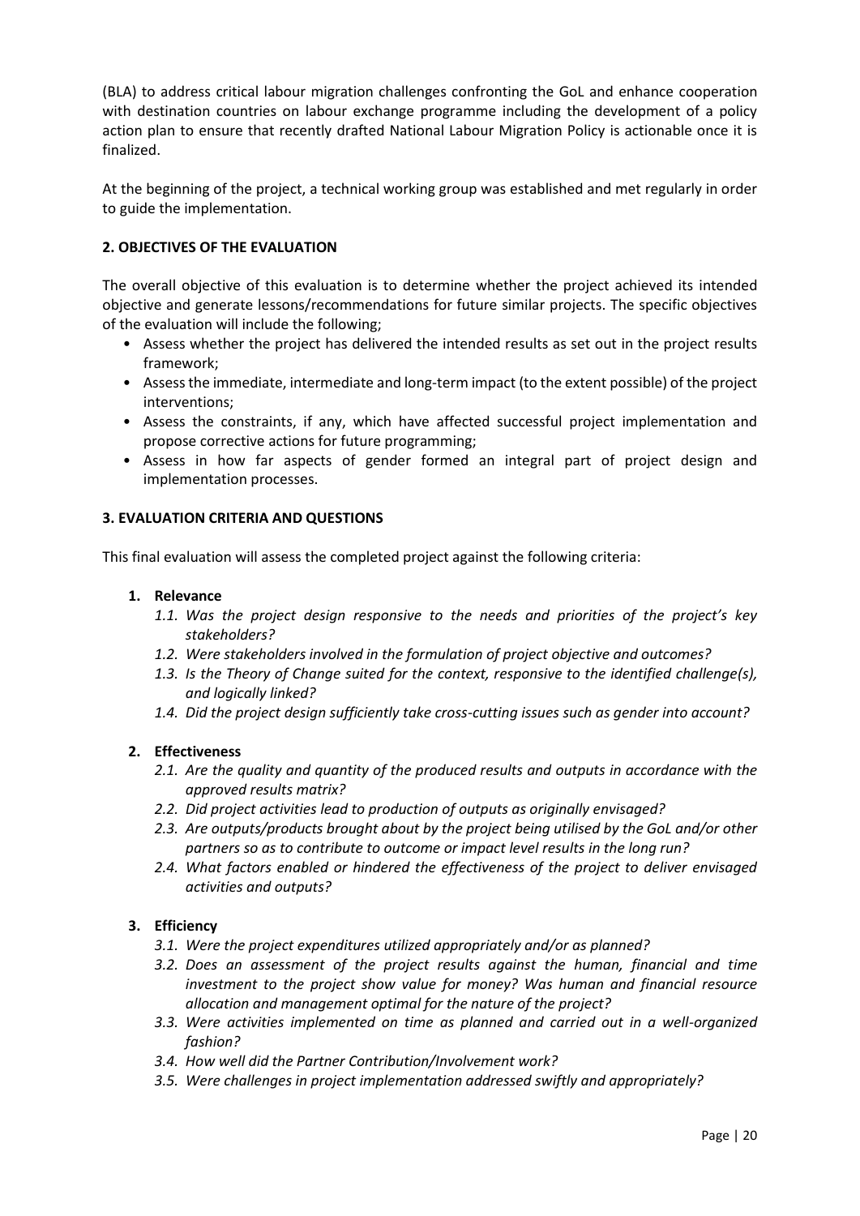(BLA) to address critical labour migration challenges confronting the GoL and enhance cooperation with destination countries on labour exchange programme including the development of a policy action plan to ensure that recently drafted National Labour Migration Policy is actionable once it is finalized.

At the beginning of the project, a technical working group was established and met regularly in order to guide the implementation.

## 2. OBJECTIVES OF THE EVALUATION

The overall objective of this evaluation is to determine whether the project achieved its intended objective and generate lessons/recommendations for future similar projects. The specific objectives of the evaluation will include the following;

- Assess whether the project has delivered the intended results as set out in the project results framework;
- Assess the immediate, intermediate and long-term impact (to the extent possible) of the project interventions;
- Assess the constraints, if any, which have affected successful project implementation and propose corrective actions for future programming;
- Assess in how far aspects of gender formed an integral part of project design and implementation processes.

## 3. EVALUATION CRITERIA AND QUESTIONS

This final evaluation will assess the completed project against the following criteria:

1. **Relevance**
   - *1.1. Was the project design responsive to the needs and priorities of the project's key stakeholders?*
   - *1.2. Were stakeholders involved in the formulation of project objective and outcomes?*
   - *1.3. Is the Theory of Change suited for the context, responsive to the identified challenge(s), and logically linked?*
   - *1.4. Did the project design sufficiently take cross-cutting issues such as gender into account?*

2. **Effectiveness**
   - *2.1. Are the quality and quantity of the produced results and outputs in accordance with the approved results matrix?*
   - *2.2. Did project activities lead to production of outputs as originally envisaged?*
   - *2.3. Are outputs/products brought about by the project being utilised by the GoL and/or other partners so as to contribute to outcome or impact level results in the long run?*
   - *2.4. What factors enabled or hindered the effectiveness of the project to deliver envisaged activities and outputs?*

3. **Efficiency**
   - *3.1. Were the project expenditures utilized appropriately and/or as planned?*
   - *3.2. Does an assessment of the project results against the human, financial and time investment to the project show value for money? Was human and financial resource allocation and management optimal for the nature of the project?*
   - *3.3. Were activities implemented on time as planned and carried out in a well-organized fashion?*
   - *3.4. How well did the Partner Contribution/Involvement work?*
   - *3.5. Were challenges in project implementation addressed swiftly and appropriately?*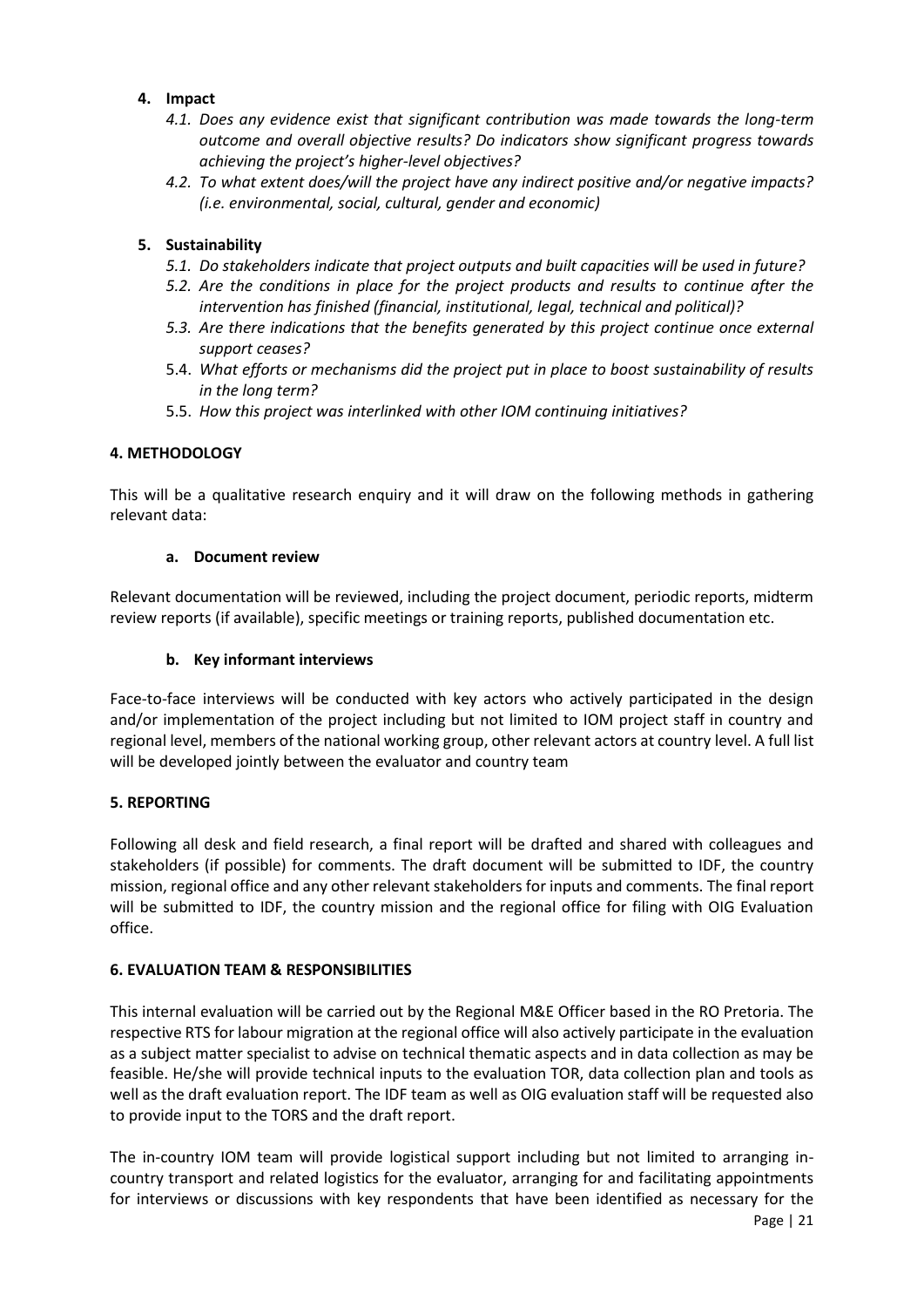4. **Impact**
    - *4.1. Does any evidence exist that significant contribution was made towards the long-term outcome and overall objective results? Do indicators show significant progress towards achieving the project's higher-level objectives?*
    - *4.2. To what extent does/will the project have any indirect positive and/or negative impacts? (i.e. environmental, social, cultural, gender and economic)*

5. **Sustainability**
    - *5.1. Do stakeholders indicate that project outputs and built capacities will be used in future?*
    - *5.2. Are the conditions in place for the project products and results to continue after the intervention has finished (financial, institutional, legal, technical and political)?*
    - *5.3. Are there indications that the benefits generated by this project continue once external support ceases?*
    - 5.4. *What efforts or mechanisms did the project put in place to boost sustainability of results in the long term?*
    - 5.5. *How this project was interlinked with other IOM continuing initiatives?*

## 4. METHODOLOGY

This will be a qualitative research enquiry and it will draw on the following methods in gathering relevant data:

### a. Document review

Relevant documentation will be reviewed, including the project document, periodic reports, midterm review reports (if available), specific meetings or training reports, published documentation etc.

### b. Key informant interviews

Face-to-face interviews will be conducted with key actors who actively participated in the design and/or implementation of the project including but not limited to IOM project staff in country and regional level, members of the national working group, other relevant actors at country level. A full list will be developed jointly between the evaluator and country team

## 5. REPORTING

Following all desk and field research, a final report will be drafted and shared with colleagues and stakeholders (if possible) for comments. The draft document will be submitted to IDF, the country mission, regional office and any other relevant stakeholders for inputs and comments. The final report will be submitted to IDF, the country mission and the regional office for filing with OIG Evaluation office.

## 6. EVALUATION TEAM & RESPONSIBILITIES

This internal evaluation will be carried out by the Regional M&E Officer based in the RO Pretoria. The respective RTS for labour migration at the regional office will also actively participate in the evaluation as a subject matter specialist to advise on technical thematic aspects and in data collection as may be feasible. He/she will provide technical inputs to the evaluation TOR, data collection plan and tools as well as the draft evaluation report. The IDF team as well as OIG evaluation staff will be requested also to provide input to the TORS and the draft report.

The in-country IOM team will provide logistical support including but not limited to arranging in-country transport and related logistics for the evaluator, arranging for and facilitating appointments for interviews or discussions with key respondents that have been identified as necessary for the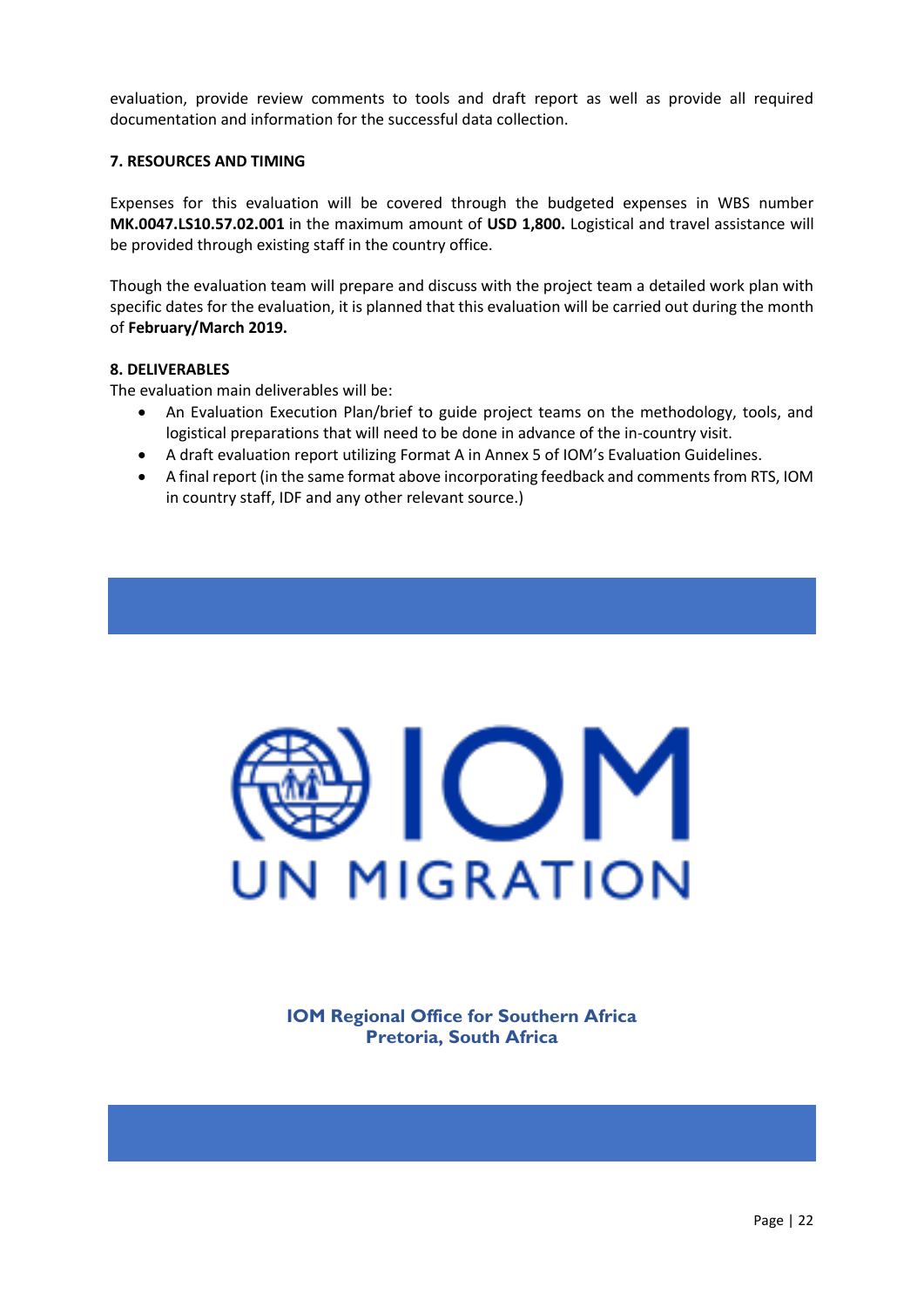evaluation, provide review comments to tools and draft report as well as provide all required documentation and information for the successful data collection.

**7. RESOURCES AND TIMING**

Expenses for this evaluation will be covered through the budgeted expenses in WBS number **MK.0047.LS10.57.02.001** in the maximum amount of **USD 1,800.** Logistical and travel assistance will be provided through existing staff in the country office.

Though the evaluation team will prepare and discuss with the project team a detailed work plan with specific dates for the evaluation, it is planned that this evaluation will be carried out during the month of **February/March 2019.**

**8. DELIVERABLES**

The evaluation main deliverables will be:

- An Evaluation Execution Plan/brief to guide project teams on the methodology, tools, and logistical preparations that will need to be done in advance of the in-country visit.
- A draft evaluation report utilizing Format A in Annex 5 of IOM's Evaluation Guidelines.
- A final report (in the same format above incorporating feedback and comments from RTS, IOM in country staff, IDF and any other relevant source.)

IOM

UN MIGRATION

**IOM Regional Office for Southern Africa**
**Pretoria, South Africa**